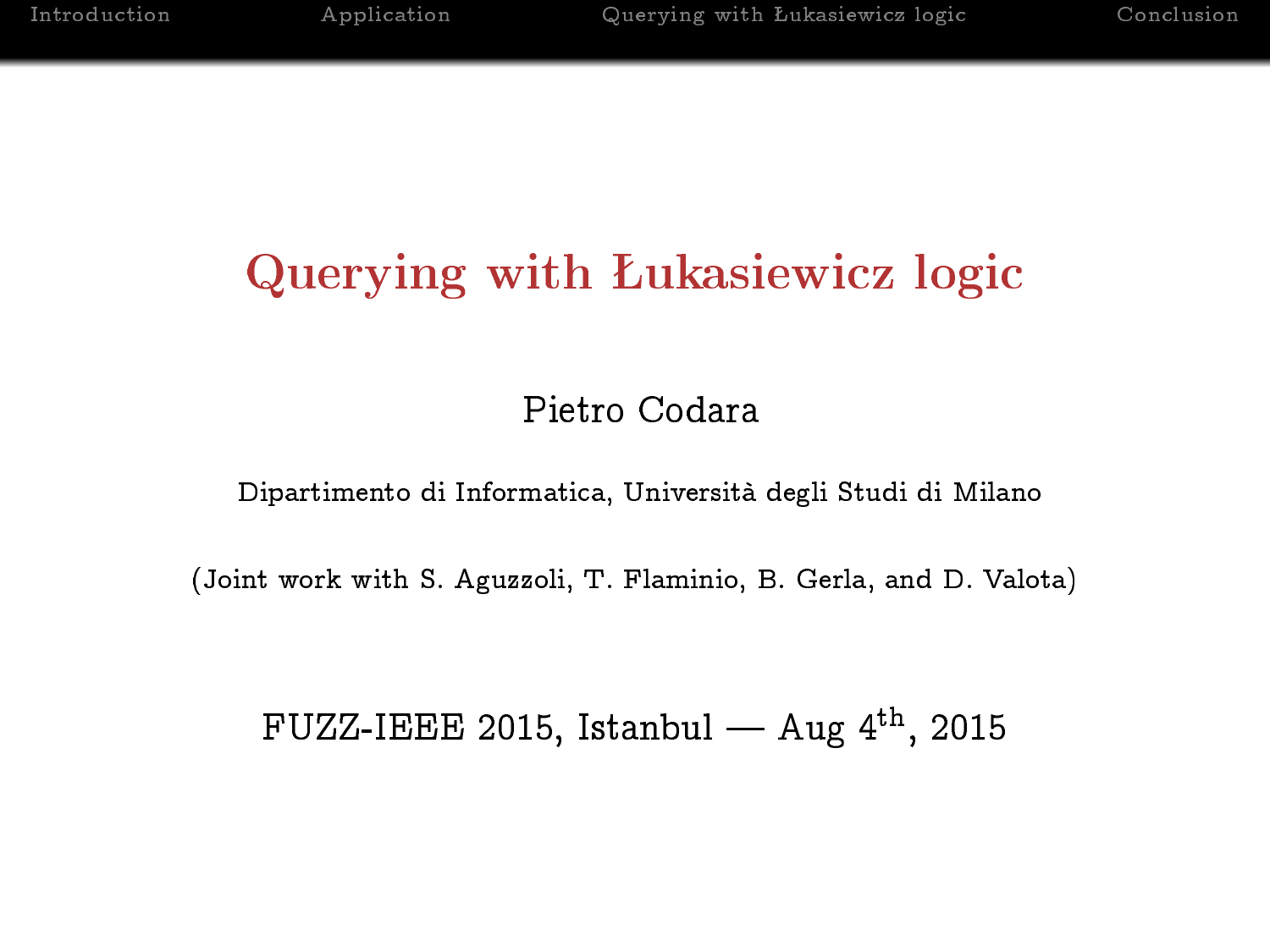# Querying with Łukasiewicz logic

Pietro Codara

Dipartimento di Informatica, Università degli Studi di Milano

(Joint work with S. Aguzzoli, T. Flaminio, B. Gerla, and D. Valota)

FUZZ-IEEE 2015, Istanbul — Aug 4th, 2015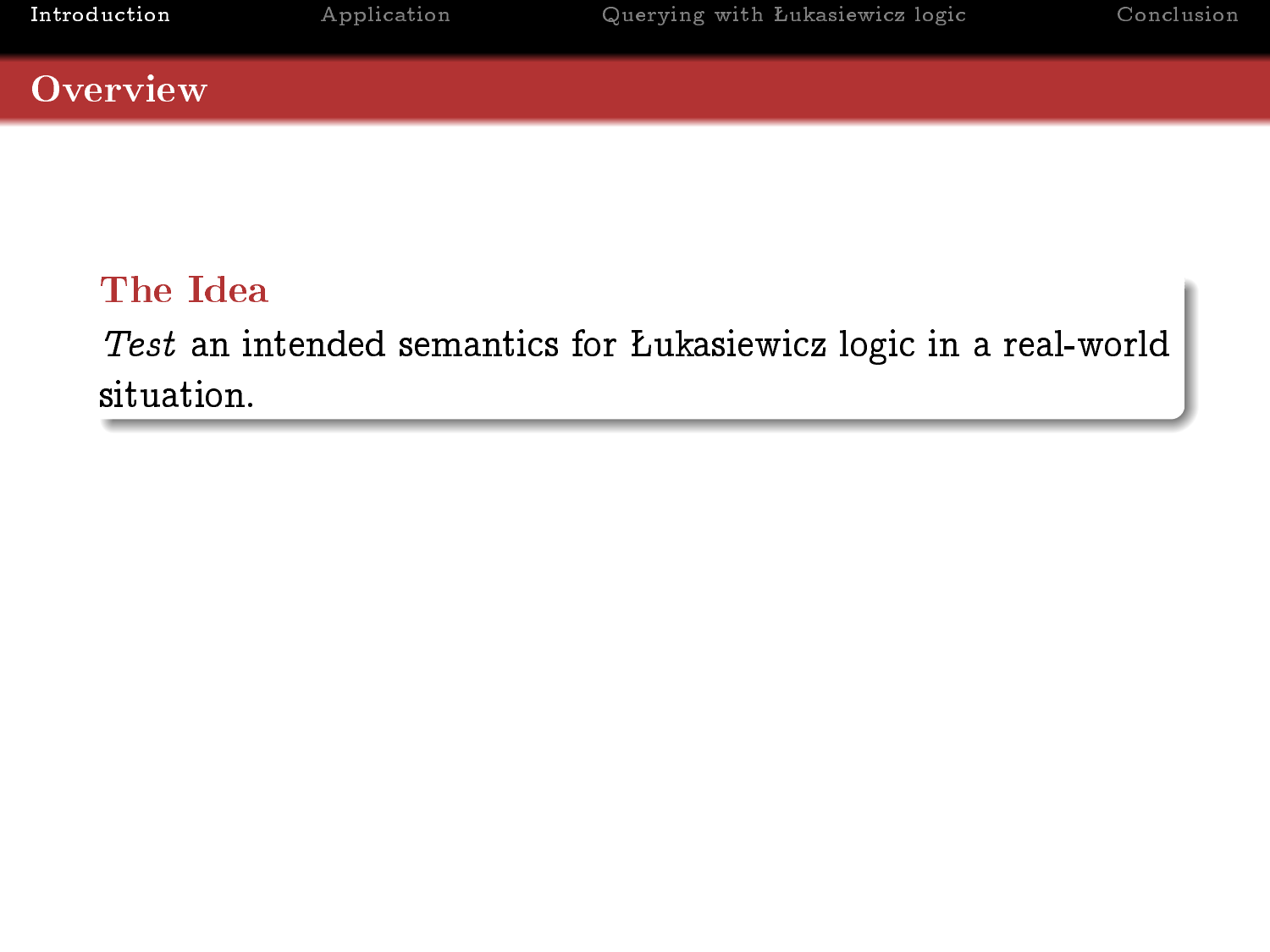## Overview

### The Idea

*Test* an intended semantics for Łukasiewicz logic in a real-world situation.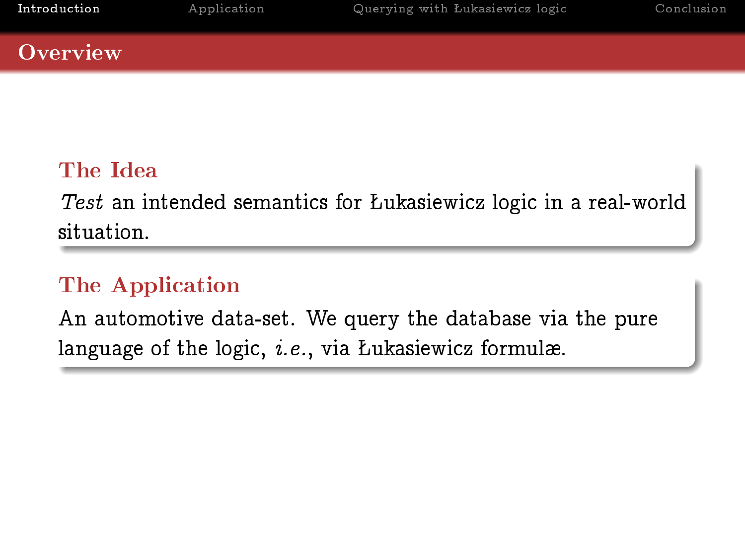# Overview

### The Idea

*Test* an intended semantics for Łukasiewicz logic in a real-world situation.

### The Application

An automotive data-set. We query the database via the pure language of the logic, *i.e.*, via Łukasiewicz formulæ.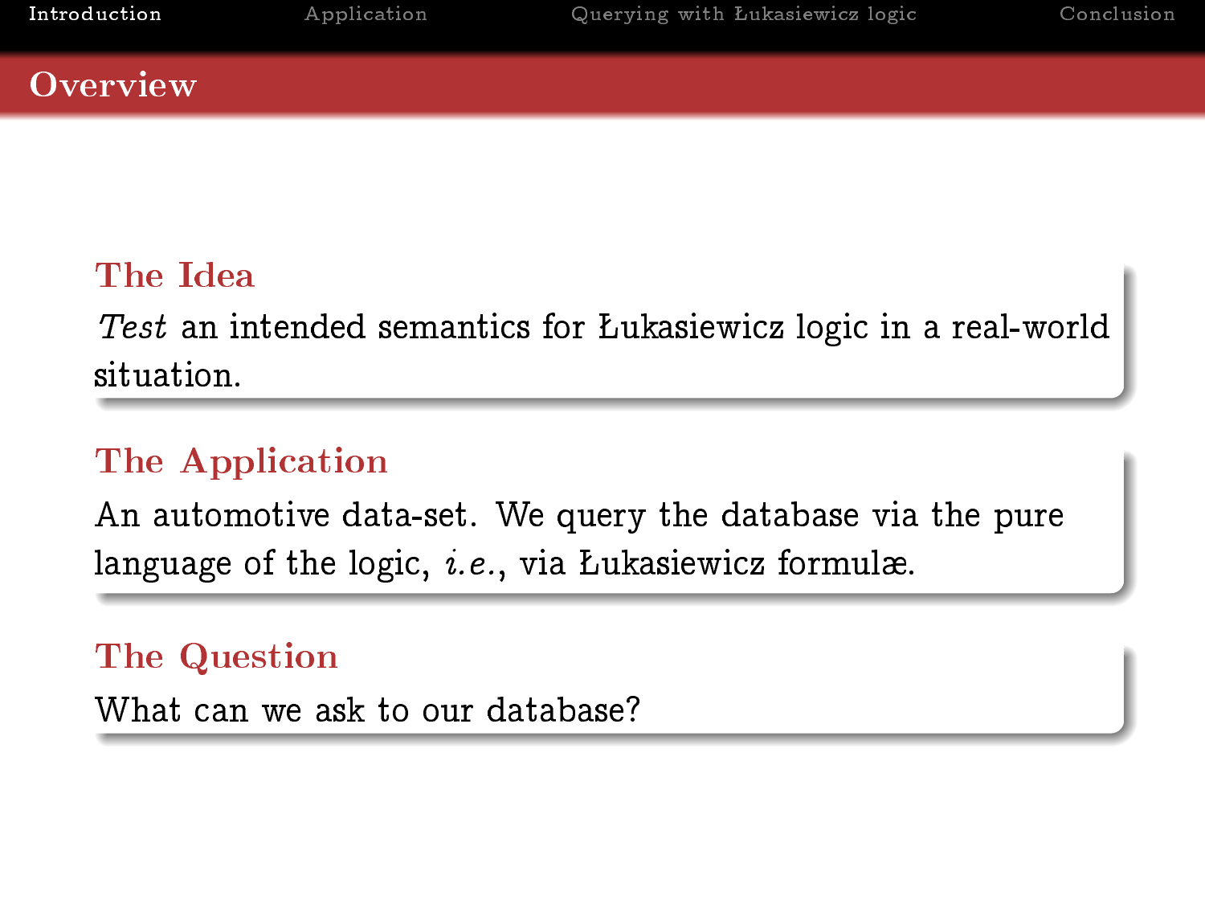# Overview

### The Idea

*Test* an intended semantics for Łukasiewicz logic in a real-world situation.

### The Application

An automotive data-set. We query the database via the pure language of the logic, *i.e.*, via Łukasiewicz formulæ.

### The Question

What can we ask to our database?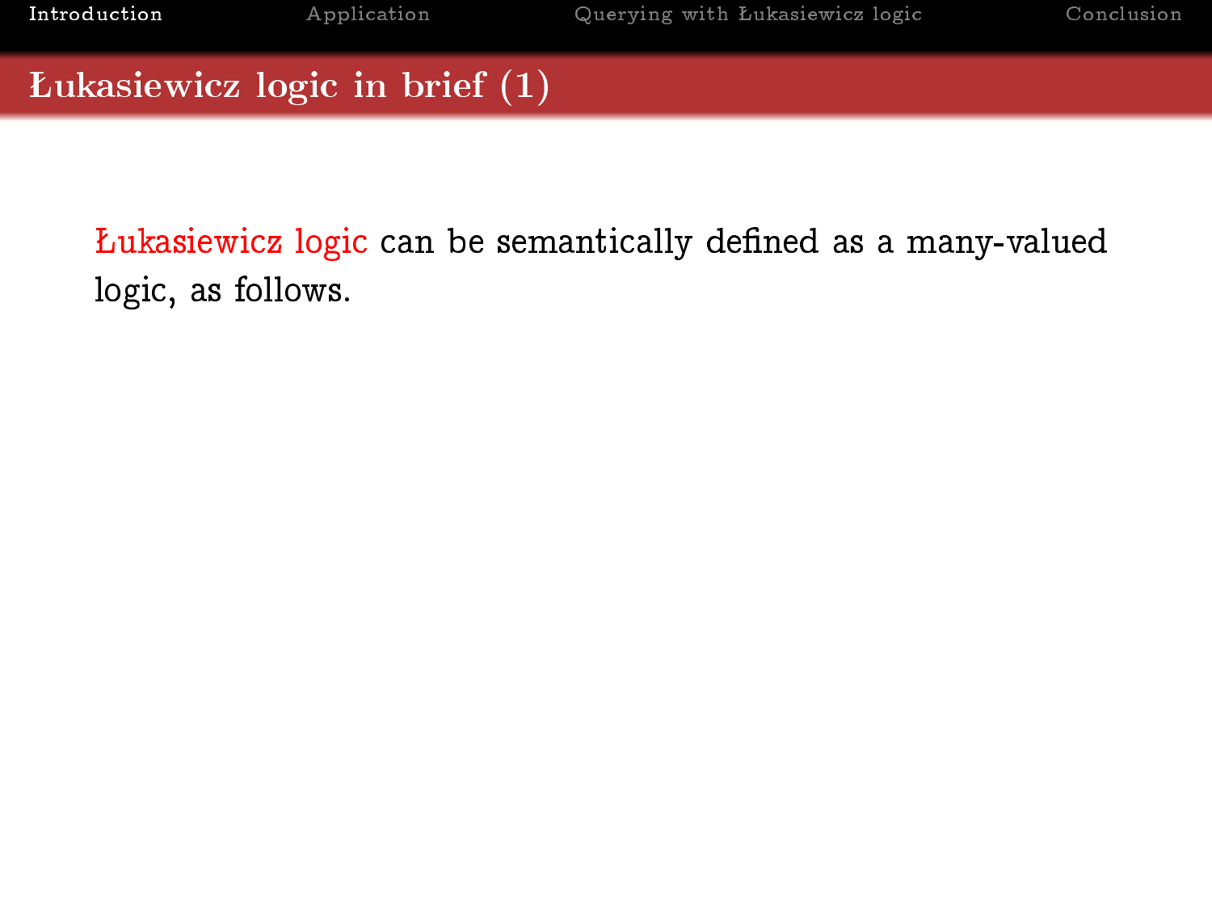## Łukasiewicz logic in brief (1)

Łukasiewicz logic can be semantically defined as a many-valued logic, as follows.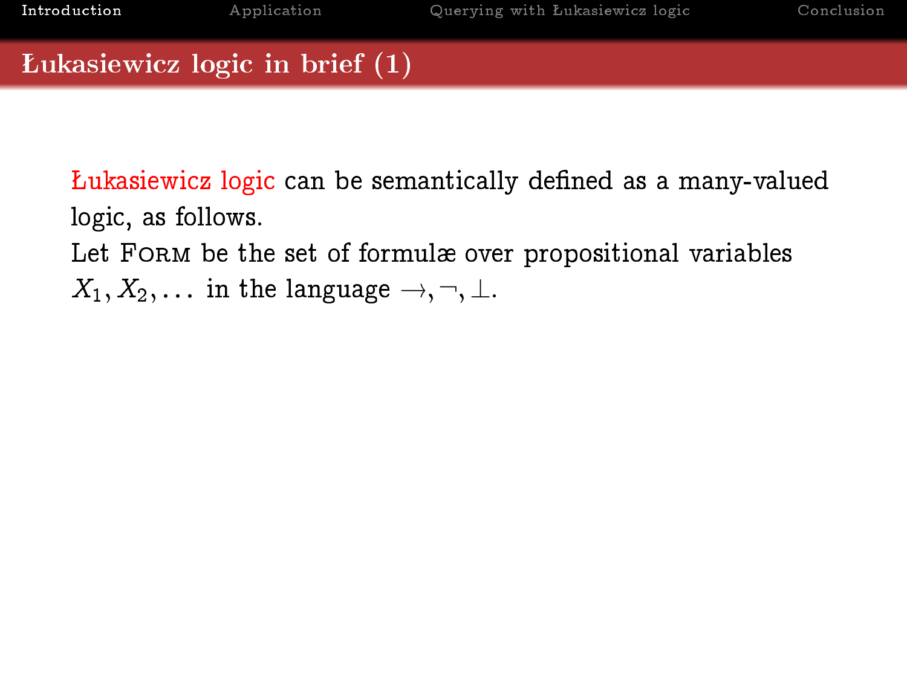## Łukasiewicz logic in brief (1)

Łukasiewicz logic can be semantically defined as a many-valued logic, as follows.

Let Form be the set of formulæ over propositional variables $X_1, X_2, \ldots$ in the language $\rightarrow, \neg, \perp$.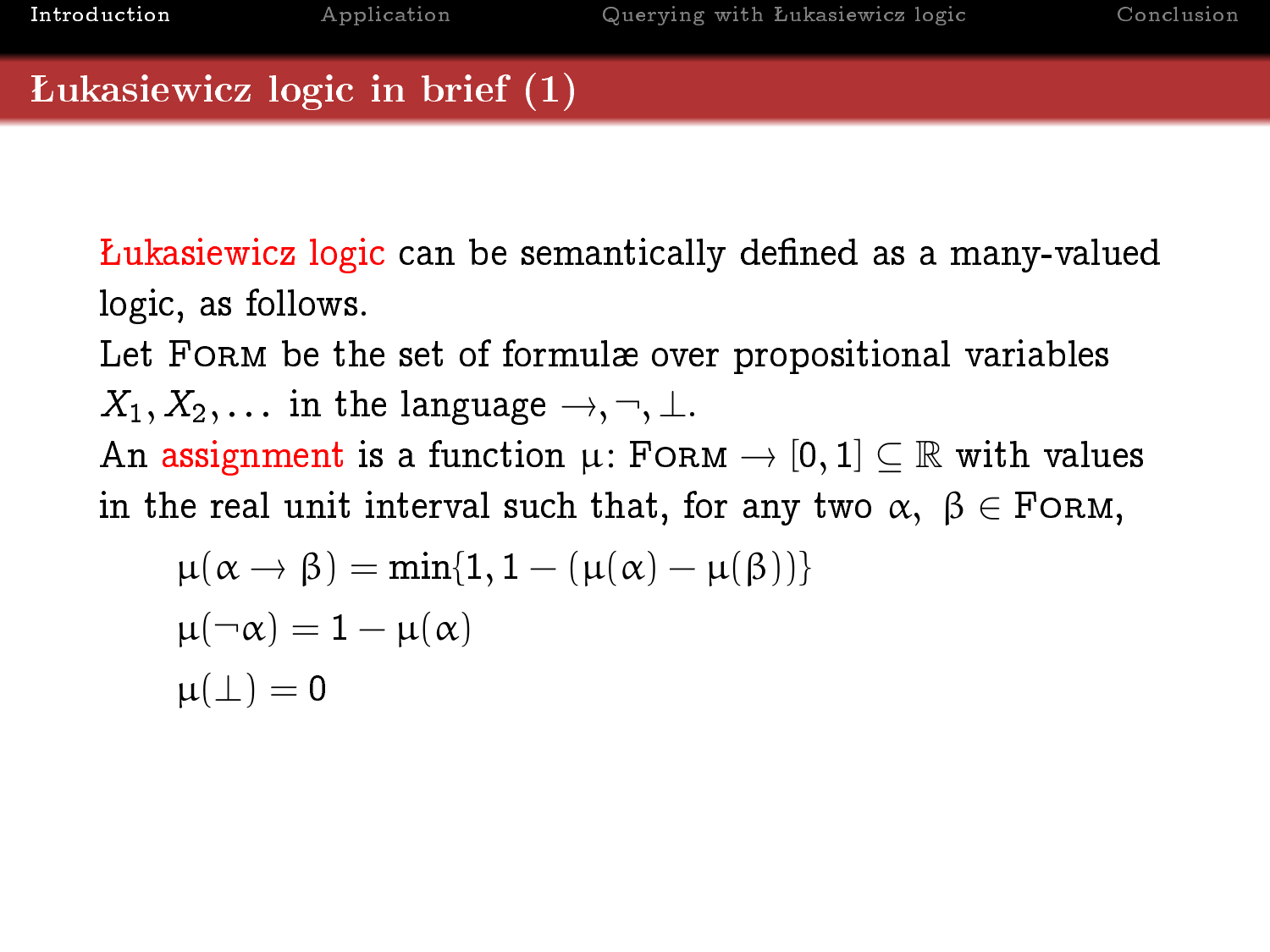## Łukasiewicz logic in brief (1)

Łukasiewicz logic can be semantically defined as a many-valued logic, as follows.

Let FORM be the set of formulæ over propositional variables $X_1, X_2, \ldots$ in the language $\rightarrow, \neg, \bot$.

An assignment is a function $\mu\colon \text{FORM} \rightarrow [0, 1] \subseteq \mathbb{R}$ with values in the real unit interval such that, for any two $\alpha$, $\beta \in \text{FORM}$,

$$\mu(\alpha \rightarrow \beta) = \min\{1, 1 - (\mu(\alpha) - \mu(\beta))\}$$

$$\mu(\neg\alpha) = 1 - \mu(\alpha)$$

$$\mu(\bot) = 0$$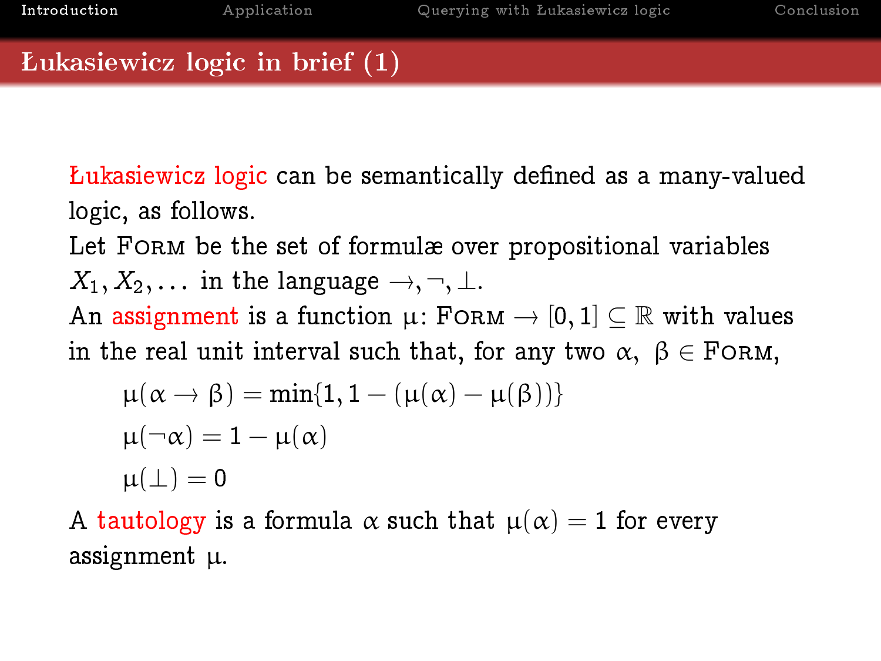## Łukasiewicz logic in brief (1)

**Łukasiewicz logic** can be semantically defined as a many-valued logic, as follows.

Let FORM be the set of formulæ over propositional variables $X_1, X_2, \ldots$ in the language $\to, \neg, \bot$.

An **assignment** is a function $\mu \colon \text{FORM} \to [0,1] \subseteq \mathbb{R}$ with values in the real unit interval such that, for any two $\alpha,\ \beta \in \text{FORM}$,

$$\mu(\alpha \to \beta) = \min\{1, 1 - (\mu(\alpha) - \mu(\beta))\}$$

$$\mu(\neg\alpha) = 1 - \mu(\alpha)$$

$$\mu(\bot) = 0$$

A **tautology** is a formula $\alpha$ such that $\mu(\alpha) = 1$ for every assignment $\mu$.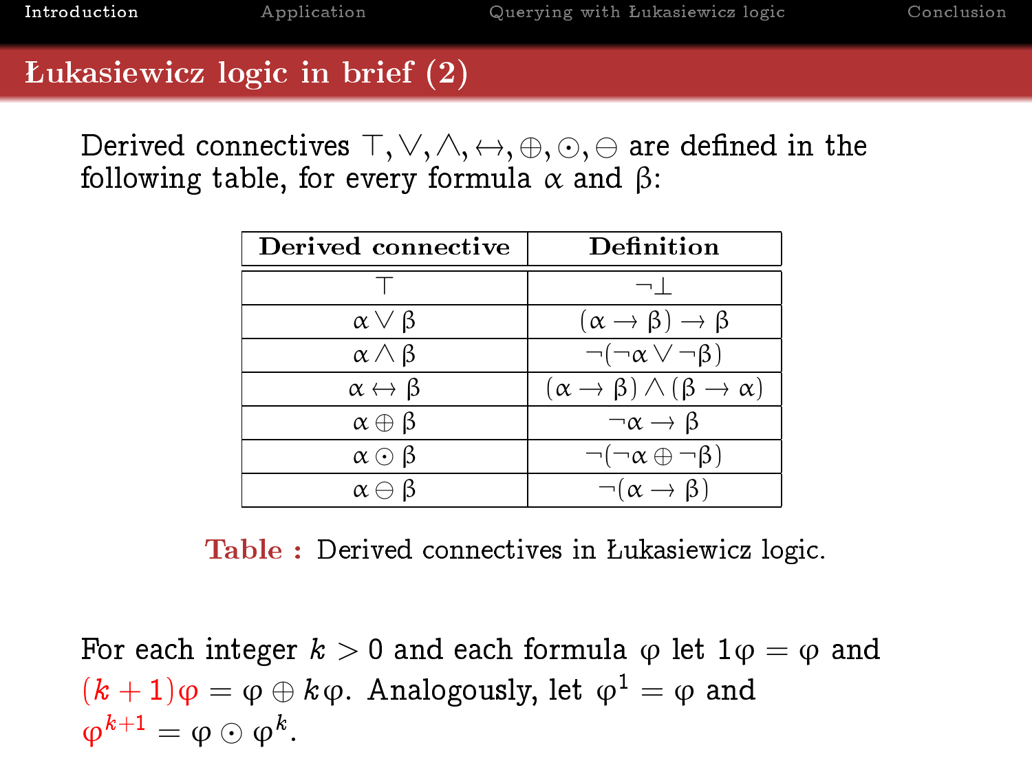## Łukasiewicz logic in brief (2)

Derived connectives $\top, \vee, \wedge, \leftrightarrow, \oplus, \odot, \ominus$ are defined in the following table, for every formula $\alpha$ and $\beta$:

| **Derived connective** | **Definition** |
|---|---|
| $\top$ | $\neg\bot$ |
| $\alpha \vee \beta$ | $(\alpha \to \beta) \to \beta$ |
| $\alpha \wedge \beta$ | $\neg(\neg\alpha \vee \neg\beta)$ |
| $\alpha \leftrightarrow \beta$ | $(\alpha \to \beta) \wedge (\beta \to \alpha)$ |
| $\alpha \oplus \beta$ | $\neg\alpha \to \beta$ |
| $\alpha \odot \beta$ | $\neg(\neg\alpha \oplus \neg\beta)$ |
| $\alpha \ominus \beta$ | $\neg(\alpha \to \beta)$ |

**Table :** Derived connectives in Łukasiewicz logic.

For each integer $k > 0$ and each formula $\varphi$ let $1\varphi = \varphi$ and $(k+1)\varphi = \varphi \oplus k\varphi$. Analogously, let $\varphi^1 = \varphi$ and $\varphi^{k+1} = \varphi \odot \varphi^k$.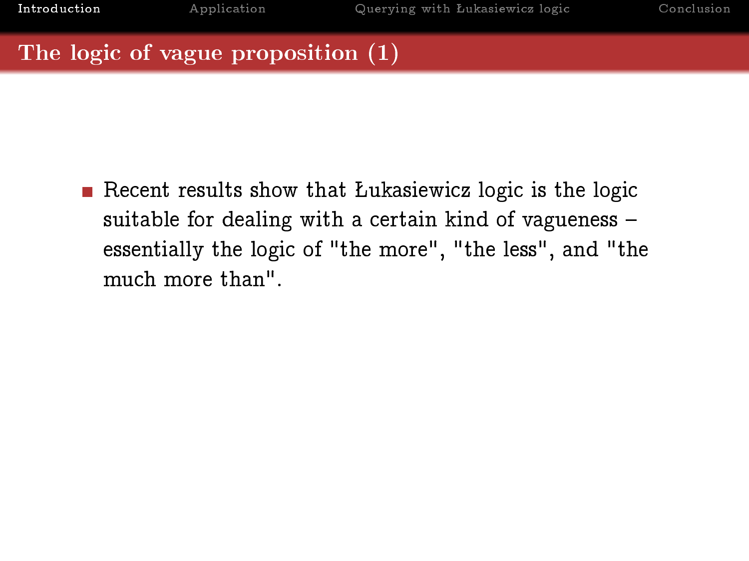## The logic of vague proposition (1)

- Recent results show that Łukasiewicz logic is the logic suitable for dealing with a certain kind of vagueness – essentially the logic of "the more", "the less", and "the much more than".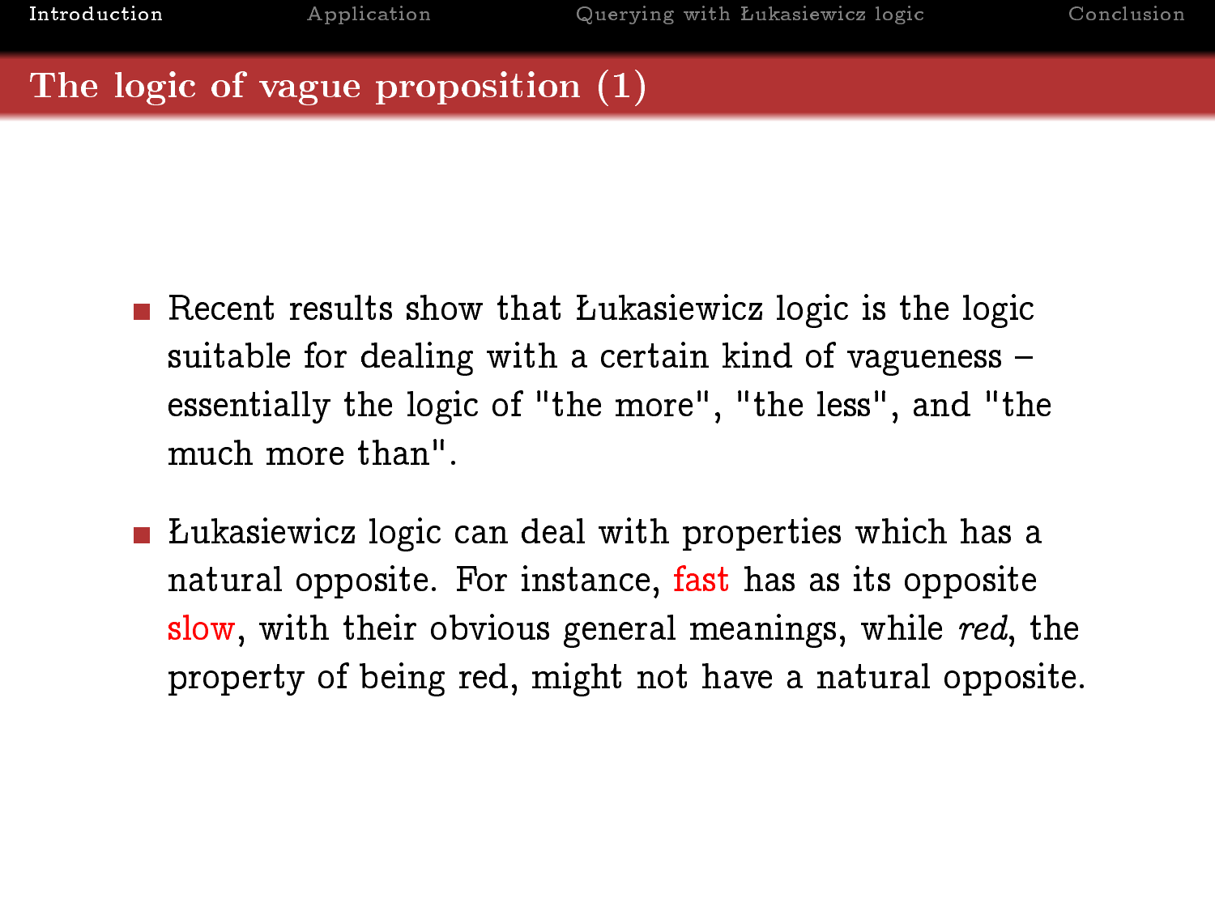## The logic of vague proposition (1)

- Recent results show that Łukasiewicz logic is the logic suitable for dealing with a certain kind of vagueness – essentially the logic of "the more", "the less", and "the much more than".

- Łukasiewicz logic can deal with properties which has a natural opposite. For instance, fast has as its opposite slow, with their obvious general meanings, while *red*, the property of being red, might not have a natural opposite.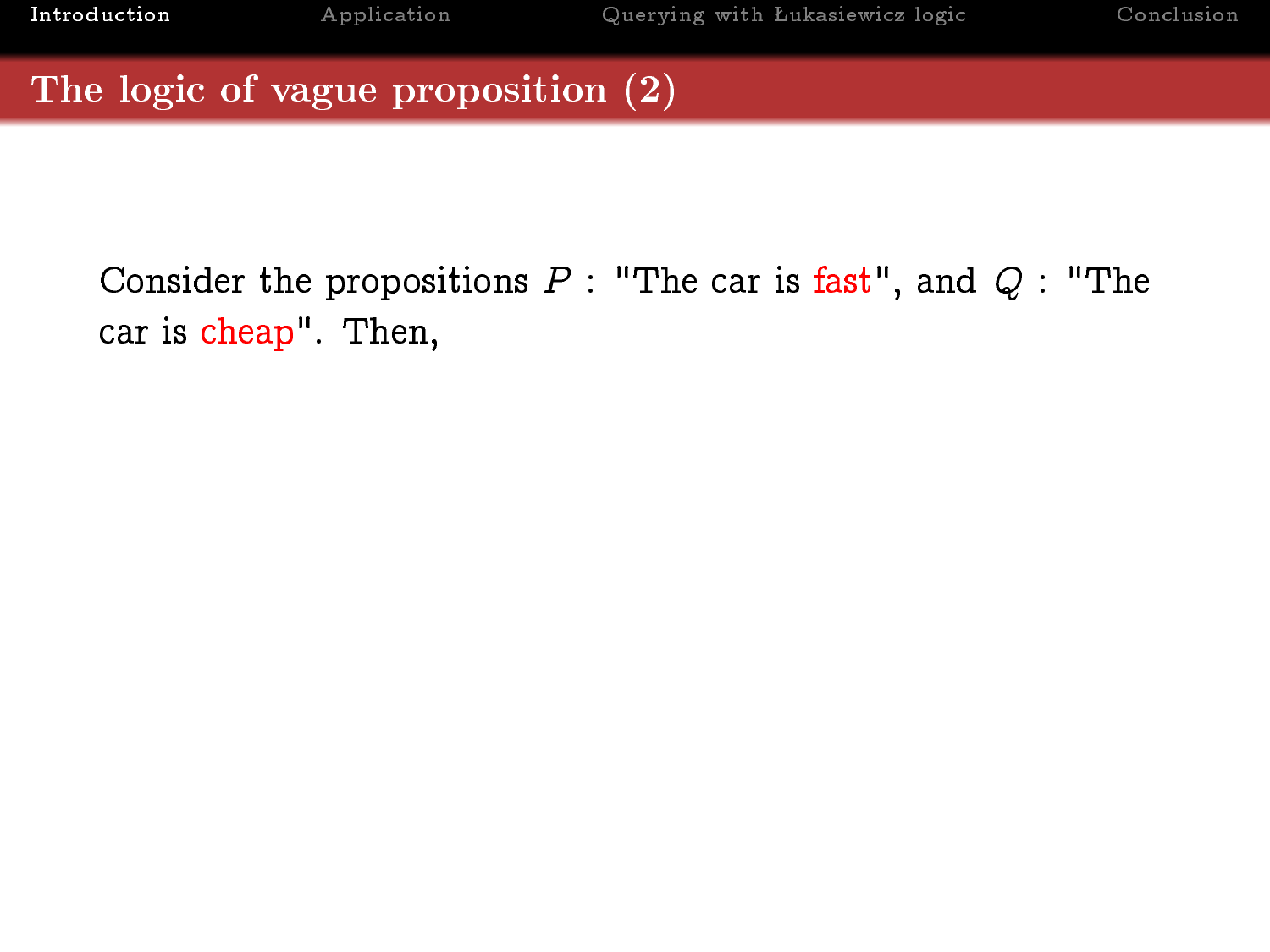## The logic of vague proposition (2)

Consider the propositions $P$ : "The car is fast", and $Q$ : "The car is cheap". Then,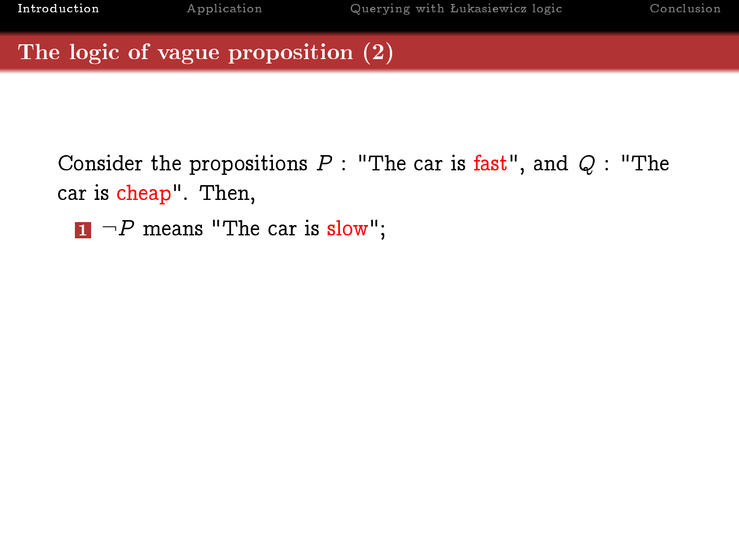## The logic of vague proposition (2)

Consider the propositions $P$ : "The car is fast", and $Q$ : "The car is cheap". Then,

1. $\neg P$ means "The car is slow";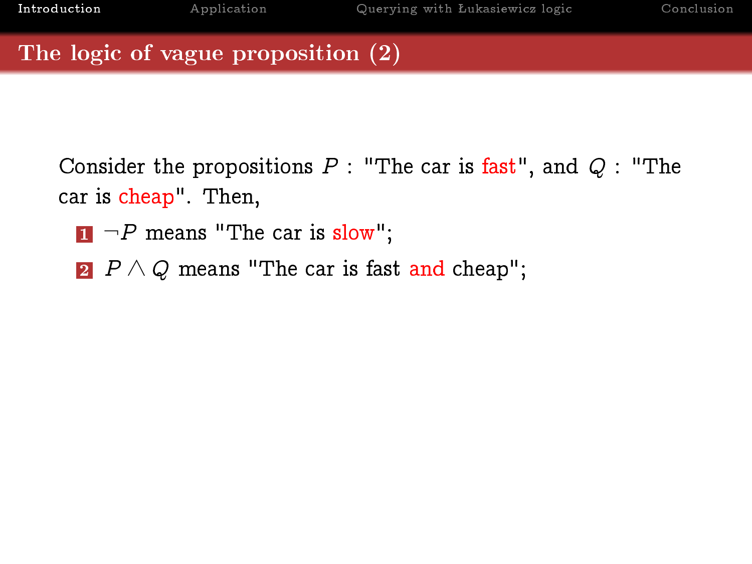## The logic of vague proposition (2)

Consider the propositions $P$ : "The car is fast", and $Q$ : "The car is cheap". Then,

1. $\neg P$ means "The car is slow";
2. $P \wedge Q$ means "The car is fast and cheap";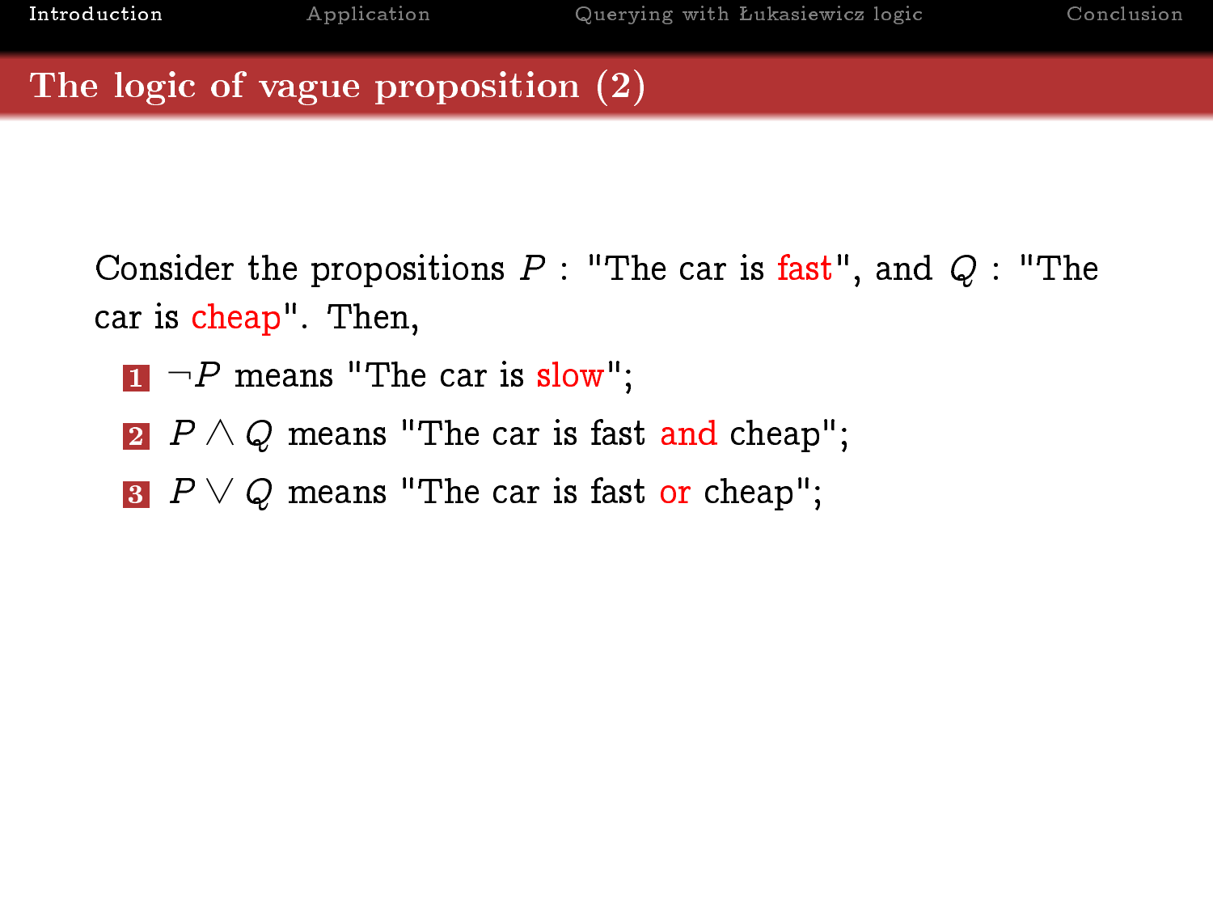## The logic of vague proposition (2)

Consider the propositions $P$ : "The car is fast", and $Q$ : "The car is cheap". Then,

1. $\neg P$ means "The car is slow";
2. $P \wedge Q$ means "The car is fast and cheap";
3. $P \vee Q$ means "The car is fast or cheap";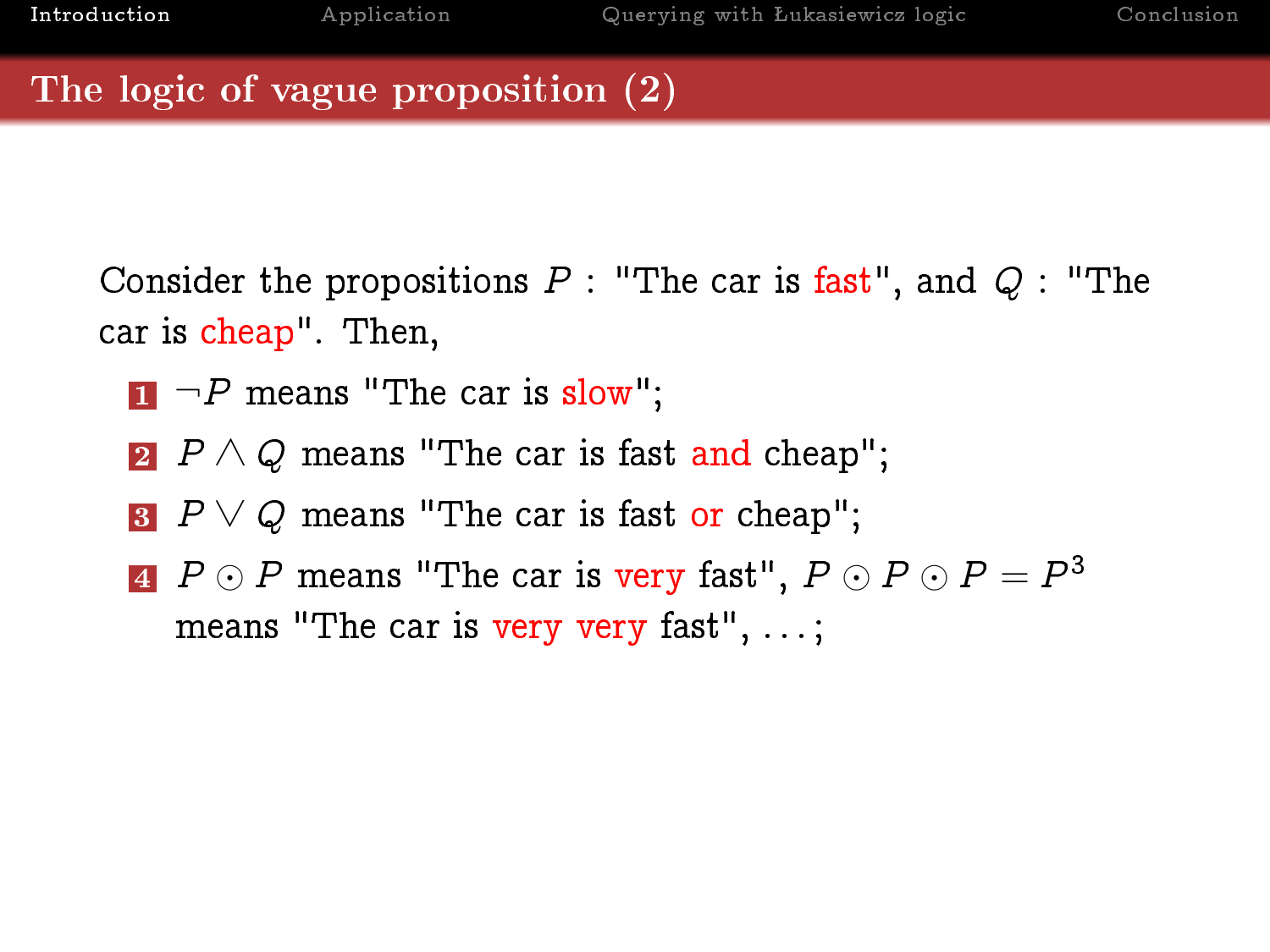## The logic of vague proposition (2)

Consider the propositions $P$ : "The car is fast", and $Q$ : "The car is cheap". Then,

1. $\neg P$ means "The car is slow";
2. $P \wedge Q$ means "The car is fast and cheap";
3. $P \vee Q$ means "The car is fast or cheap";
4. $P \odot P$ means "The car is very fast", $P \odot P \odot P = P^3$ means "The car is very very fast", $\ldots$;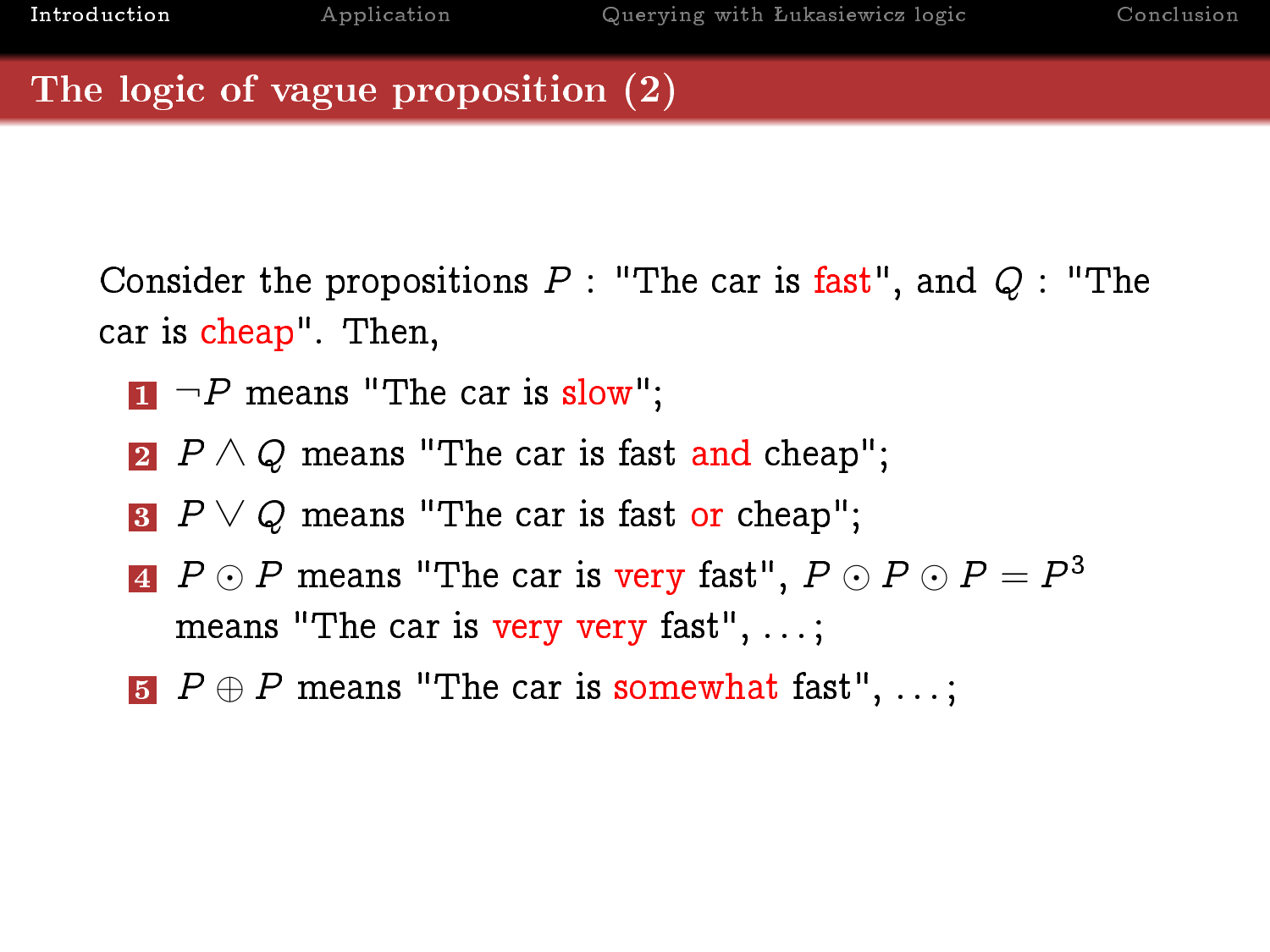## The logic of vague proposition (2)

Consider the propositions $P$ : "The car is fast", and $Q$ : "The car is cheap". Then,

1. $\neg P$ means "The car is slow";
2. $P \wedge Q$ means "The car is fast and cheap";
3. $P \vee Q$ means "The car is fast or cheap";
4. $P \odot P$ means "The car is very fast", $P \odot P \odot P = P^3$ means "The car is very very fast", $\ldots$;
5. $P \oplus P$ means "The car is somewhat fast", $\ldots$;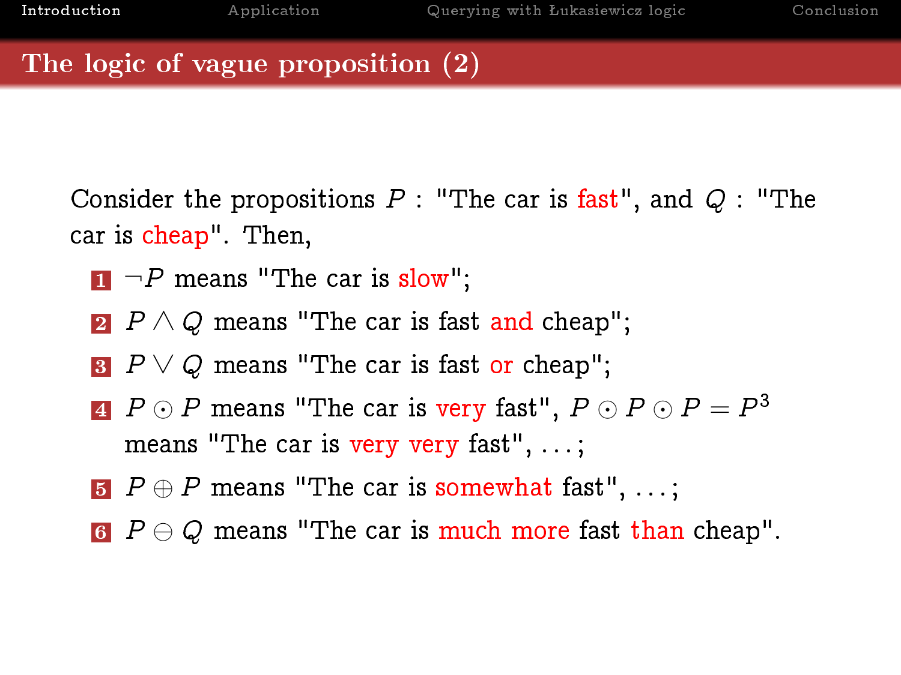## The logic of vague proposition (2)

Consider the propositions $P$ : "The car is fast", and $Q$ : "The car is cheap". Then,

1. $\neg P$ means "The car is slow";
2. $P \wedge Q$ means "The car is fast and cheap";
3. $P \vee Q$ means "The car is fast or cheap";
4. $P \odot P$ means "The car is very fast", $P \odot P \odot P = P^3$ means "The car is very very fast", $\ldots$;
5. $P \oplus P$ means "The car is somewhat fast", $\ldots$;
6. $P \ominus Q$ means "The car is much more fast than cheap".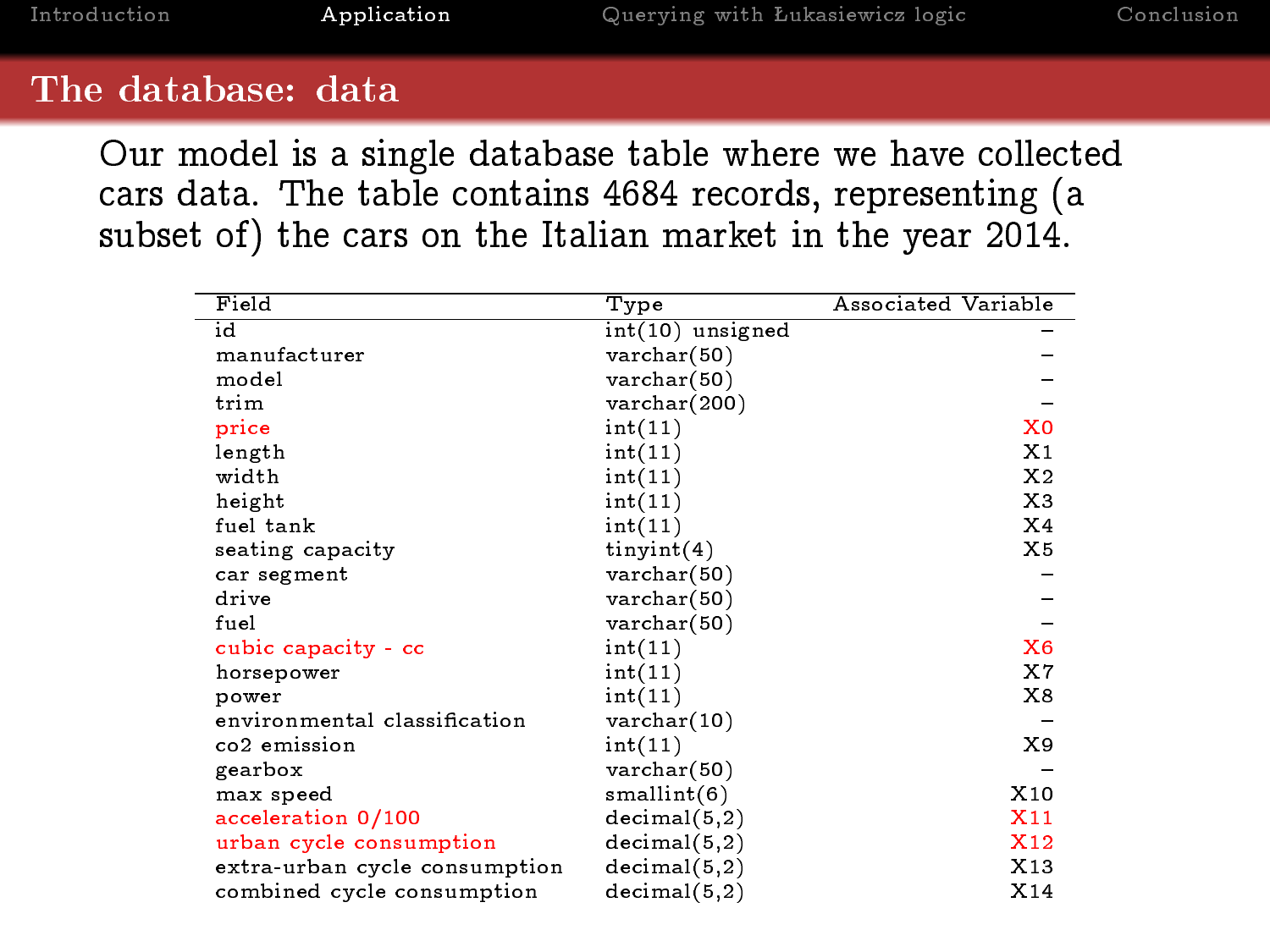## The database: data

Our model is a single database table where we have collected cars data. The table contains 4684 records, representing (a subset of) the cars on the Italian market in the year 2014.

| Field | Type | Associated Variable |
|---|---|---|
| id | int(10) unsigned | – |
| manufacturer | varchar(50) | – |
| model | varchar(50) | – |
| trim | varchar(200) | – |
| price | int(11) | X0 |
| length | int(11) | X1 |
| width | int(11) | X2 |
| height | int(11) | X3 |
| fuel tank | int(11) | X4 |
| seating capacity | tinyint(4) | X5 |
| car segment | varchar(50) | – |
| drive | varchar(50) | – |
| fuel | varchar(50) | – |
| cubic capacity - cc | int(11) | X6 |
| horsepower | int(11) | X7 |
| power | int(11) | X8 |
| environmental classification | varchar(10) | – |
| co2 emission | int(11) | X9 |
| gearbox | varchar(50) | – |
| max speed | smallint(6) | X10 |
| acceleration 0/100 | decimal(5,2) | X11 |
| urban cycle consumption | decimal(5,2) | X12 |
| extra-urban cycle consumption | decimal(5,2) | X13 |
| combined cycle consumption | decimal(5,2) | X14 |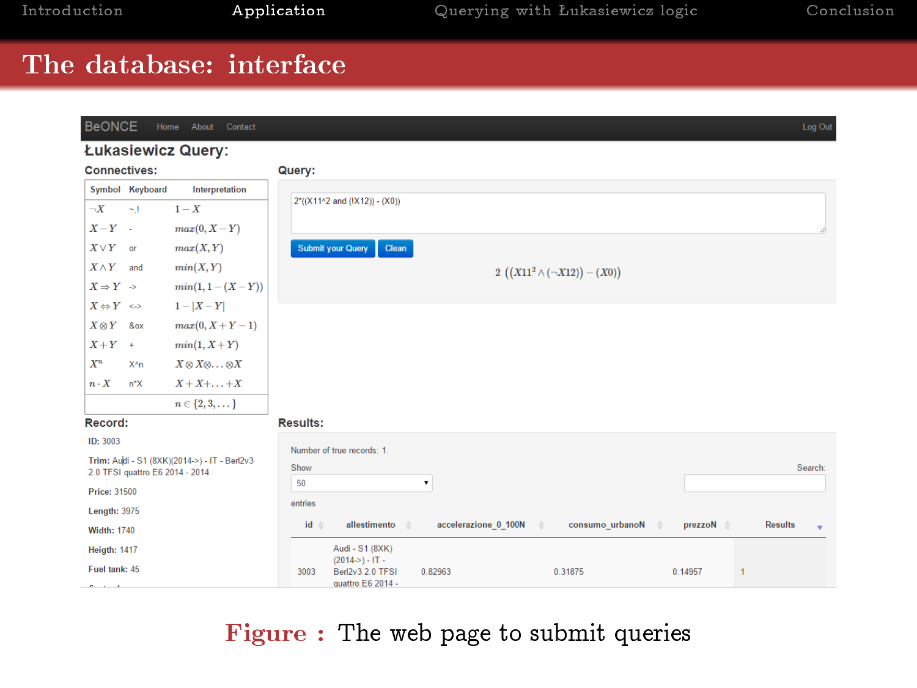# The database: interface

BeONCE Home About Contact Log Out

## Łukasiewicz Query:

### Connectives:

| Symbol | Keyboard | Interpretation |
|---|---|---|
| $\neg X$ | ~,! | $1-X$ |
| $X-Y$ | - | $max(0, X-Y)$ |
| $X \vee Y$ | or | $max(X,Y)$ |
| $X \wedge Y$ | and | $min(X,Y)$ |
| $X \Rightarrow Y$ | -> | $min(1, 1-(X-Y))$ |
| $X \Leftrightarrow Y$ | <-> | $1-\|X-Y\|$ |
| $X \otimes Y$ | &ox | $max(0, X+Y-1)$ |
| $X+Y$ | + | $min(1, X+Y)$ |
| $X^n$ | X^n | $X \otimes X \otimes \ldots \otimes X$ |
| $n \cdot X$ | n*X | $X+X+\ldots+X$ |
| | | $n \in \{2,3,\ldots\}$ |

### Query:

2*((X11^2 and (!X12)) - (X0))

Submit your Query | Clean

$$2\ ((X11^2 \wedge (\neg X12)) - (X0))$$

### Record:

**ID:** 3003

**Trim:** Audi - S1 (8XK)(2014->) - IT - Berl2v3 2.0 TFSI quattro E6 2014 - 2014

**Price:** 31500

**Length:** 3975

**Width:** 1740

**Heigth:** 1417

**Fuel tank:** 45

### Results:

Number of true records: 1.

Show 50 entries Search:

| id | allestimento | accelerazione_0_100N | consumo_urbanoN | prezzoN | Results |
|---|---|---|---|---|---|
| 3003 | Audi - S1 (8XK) (2014->) - IT - Berl2v3 2.0 TFSI quattro E6 2014 - | 0.82963 | 0.31875 | 0.14957 | 1 |

**Figure :** The web page to submit queries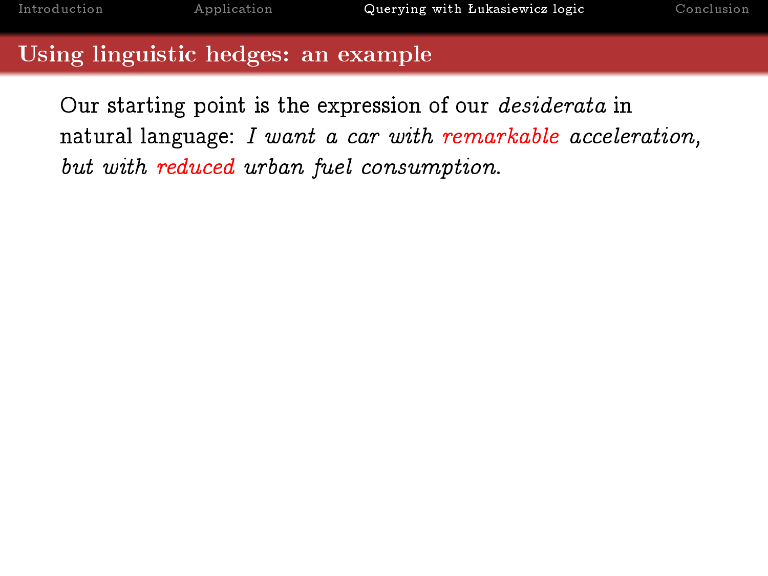## Using linguistic hedges: an example

Our starting point is the expression of our *desiderata* in natural language: *I want a car with remarkable acceleration, but with reduced urban fuel consumption.*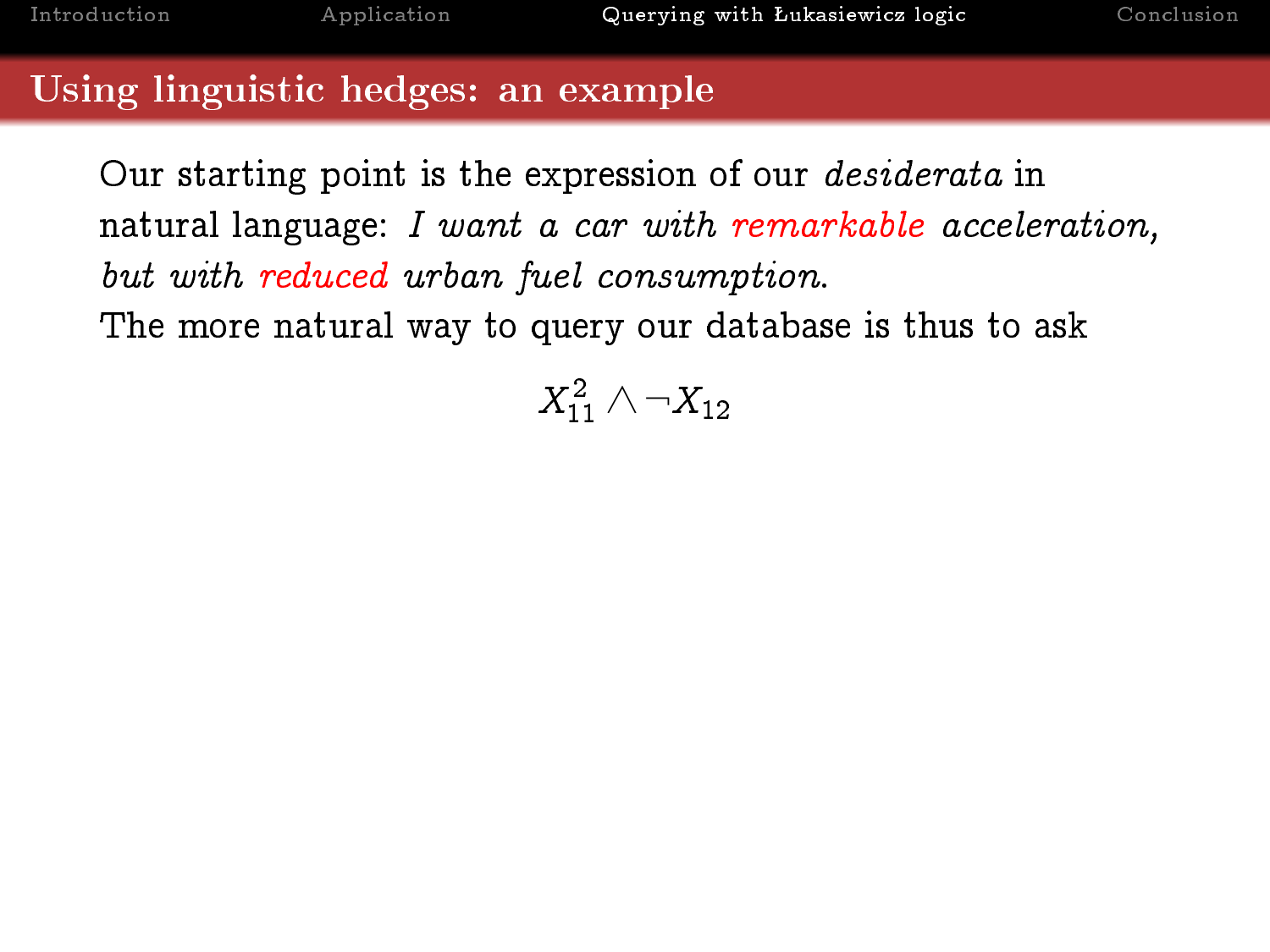## Using linguistic hedges: an example

Our starting point is the expression of our *desiderata* in natural language: *I want a car with remarkable acceleration, but with reduced urban fuel consumption.*
The more natural way to query our database is thus to ask

$$X_{11}^2 \wedge \neg X_{12}$$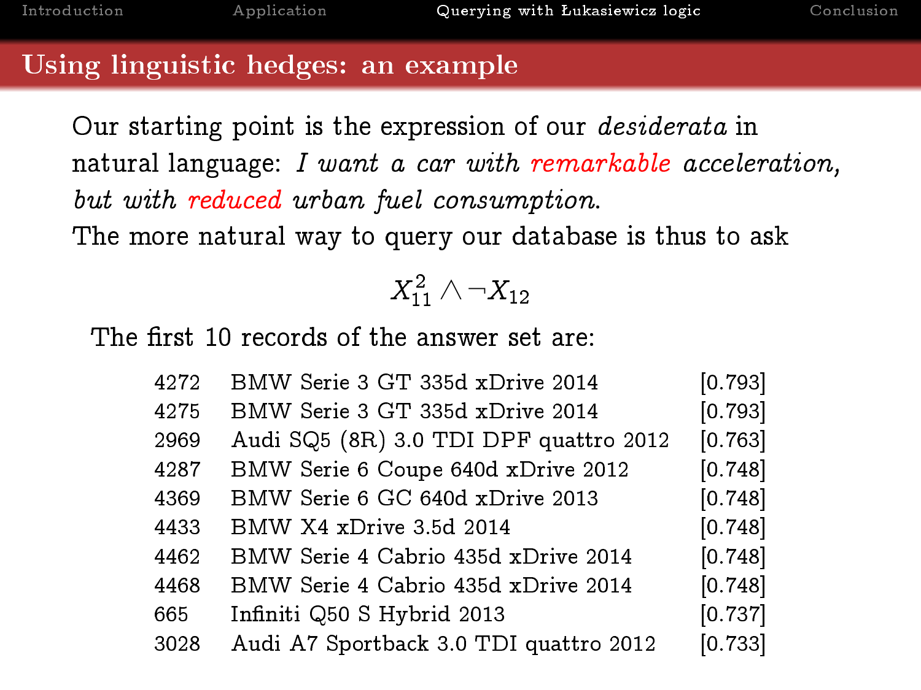## Using linguistic hedges: an example

Our starting point is the expression of our *desiderata* in natural language: *I want a car with remarkable acceleration, but with reduced urban fuel consumption.*
The more natural way to query our database is thus to ask

$$X_{11}^2 \wedge \neg X_{12}$$

The first 10 records of the answer set are:

| | | |
|---|---|---|
| 4272 | BMW Serie 3 GT 335d xDrive 2014 | [0.793] |
| 4275 | BMW Serie 3 GT 335d xDrive 2014 | [0.793] |
| 2969 | Audi SQ5 (8R) 3.0 TDI DPF quattro 2012 | [0.763] |
| 4287 | BMW Serie 6 Coupe 640d xDrive 2012 | [0.748] |
| 4369 | BMW Serie 6 GC 640d xDrive 2013 | [0.748] |
| 4433 | BMW X4 xDrive 3.5d 2014 | [0.748] |
| 4462 | BMW Serie 4 Cabrio 435d xDrive 2014 | [0.748] |
| 4468 | BMW Serie 4 Cabrio 435d xDrive 2014 | [0.748] |
| 665 | Infiniti Q50 S Hybrid 2013 | [0.737] |
| 3028 | Audi A7 Sportback 3.0 TDI quattro 2012 | [0.733] |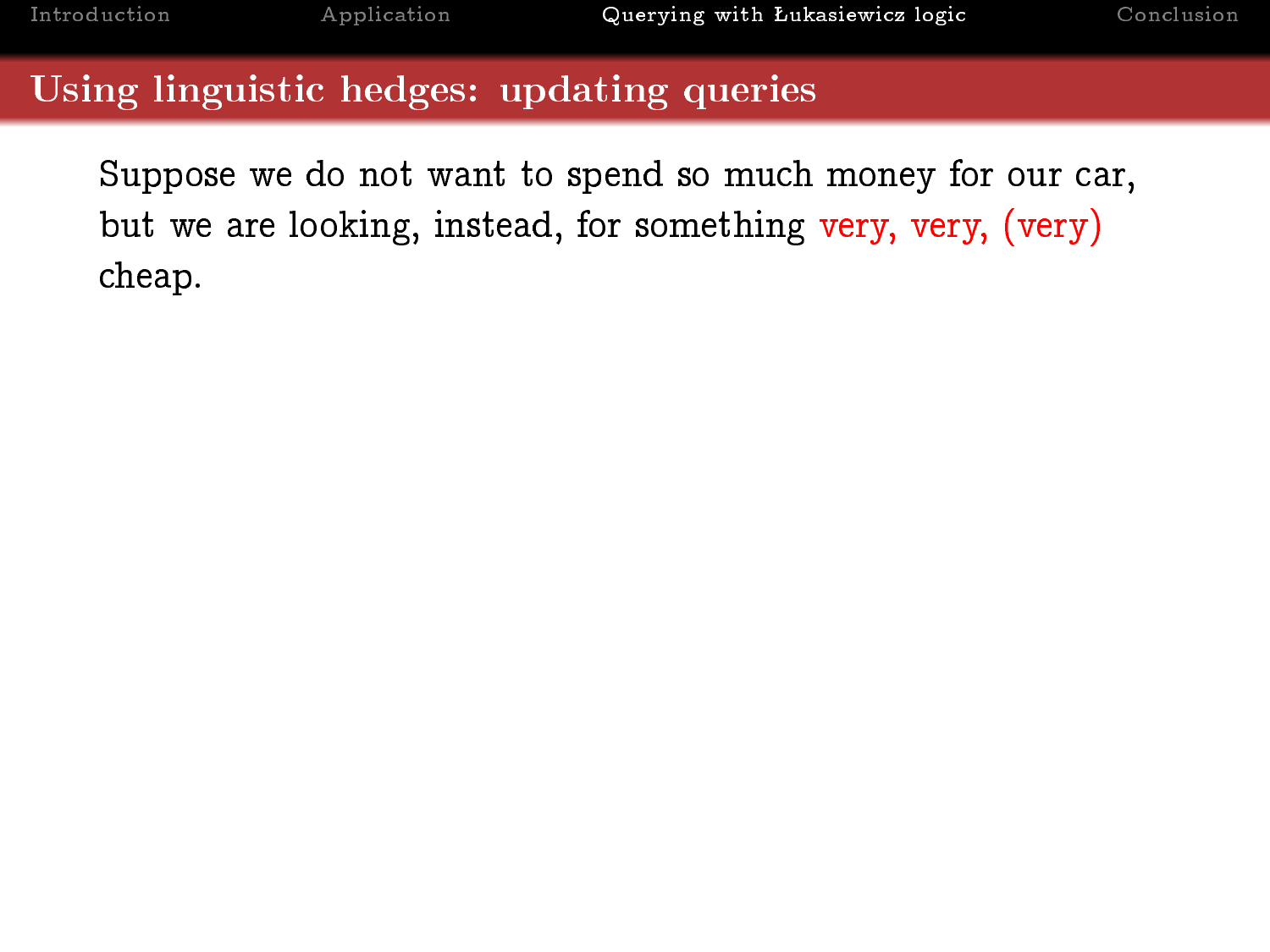## Using linguistic hedges: updating queries

Suppose we do not want to spend so much money for our car, but we are looking, instead, for something very, very, (very) cheap.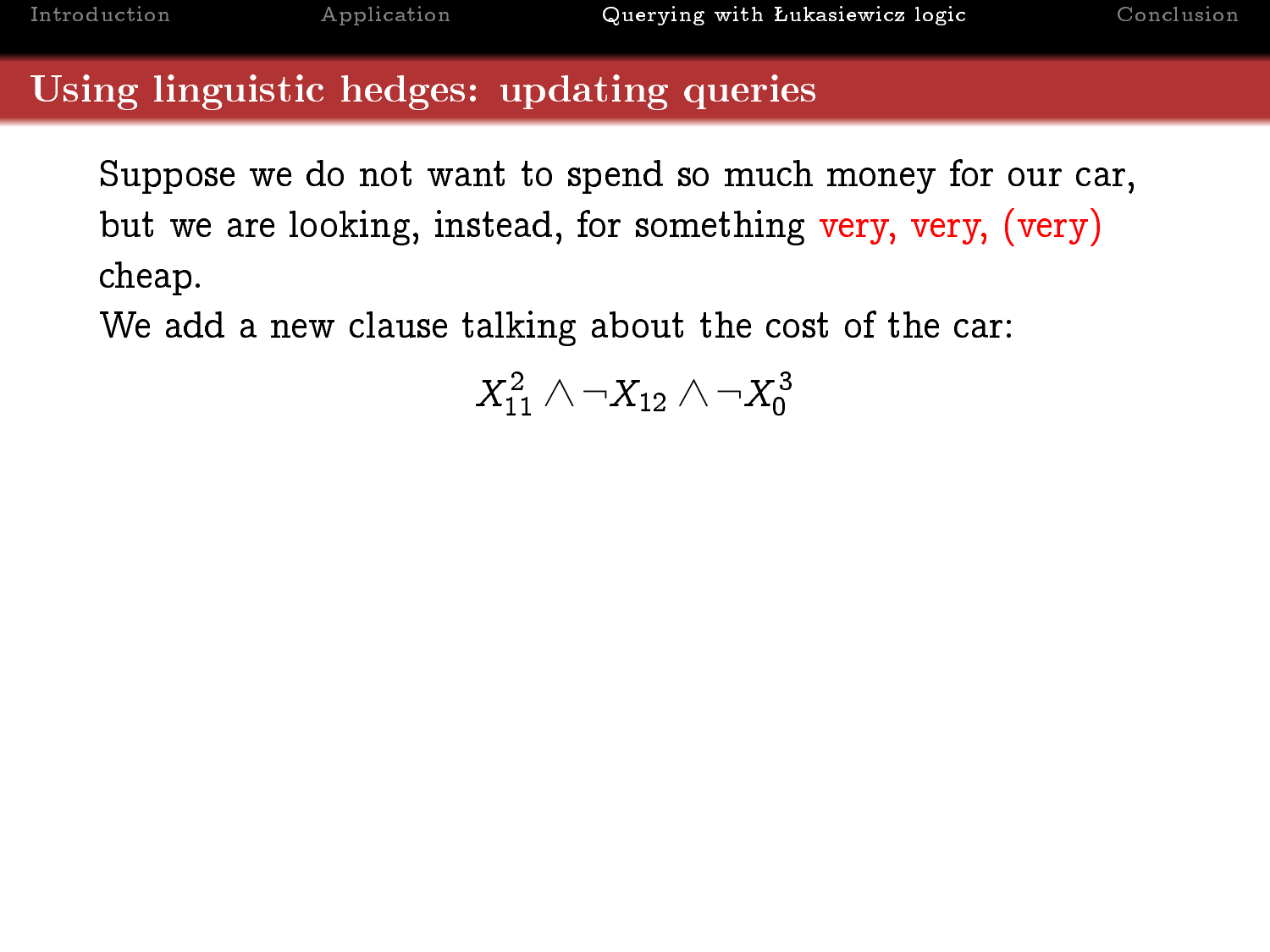## Using linguistic hedges: updating queries

Suppose we do not want to spend so much money for our car, but we are looking, instead, for something very, very, (very) cheap.

We add a new clause talking about the cost of the car:

$$X_{11}^{2} \wedge \neg X_{12} \wedge \neg X_{0}^{3}$$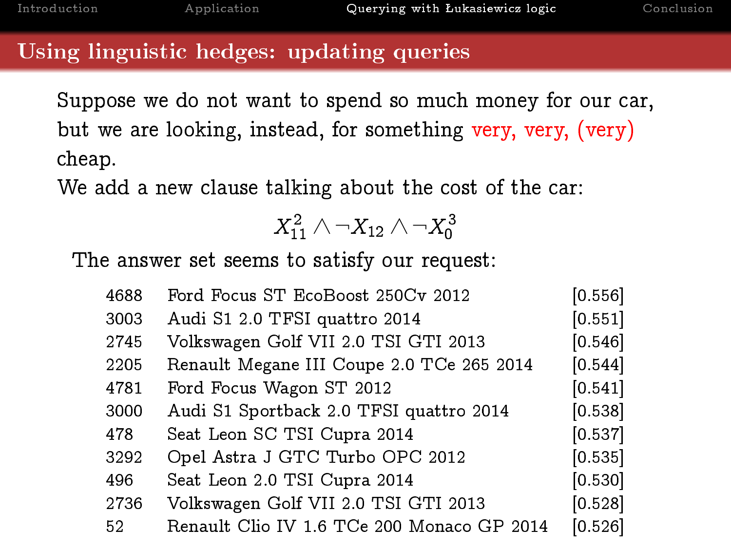## Using linguistic hedges: updating queries

Suppose we do not want to spend so much money for our car, but we are looking, instead, for something very, very, (very) cheap.

We add a new clause talking about the cost of the car:

$$X_{11}^2 \wedge \neg X_{12} \wedge \neg X_0^3$$

The answer set seems to satisfy our request:

| | | |
|---|---|---|
| 4688 | Ford Focus ST EcoBoost 250Cv 2012 | [0.556] |
| 3003 | Audi S1 2.0 TFSI quattro 2014 | [0.551] |
| 2745 | Volkswagen Golf VII 2.0 TSI GTI 2013 | [0.546] |
| 2205 | Renault Megane III Coupe 2.0 TCe 265 2014 | [0.544] |
| 4781 | Ford Focus Wagon ST 2012 | [0.541] |
| 3000 | Audi S1 Sportback 2.0 TFSI quattro 2014 | [0.538] |
| 478 | Seat Leon SC TSI Cupra 2014 | [0.537] |
| 3292 | Opel Astra J GTC Turbo OPC 2012 | [0.535] |
| 496 | Seat Leon 2.0 TSI Cupra 2014 | [0.530] |
| 2736 | Volkswagen Golf VII 2.0 TSI GTI 2013 | [0.528] |
| 52 | Renault Clio IV 1.6 TCe 200 Monaco GP 2014 | [0.526] |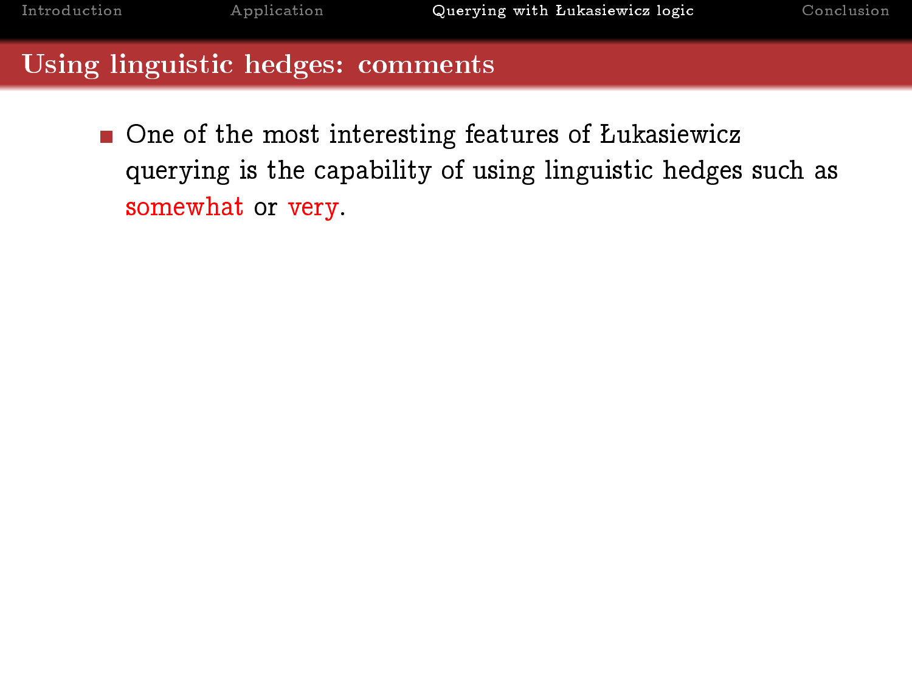## Using linguistic hedges: comments

- One of the most interesting features of Łukasiewicz querying is the capability of using linguistic hedges such as somewhat or very.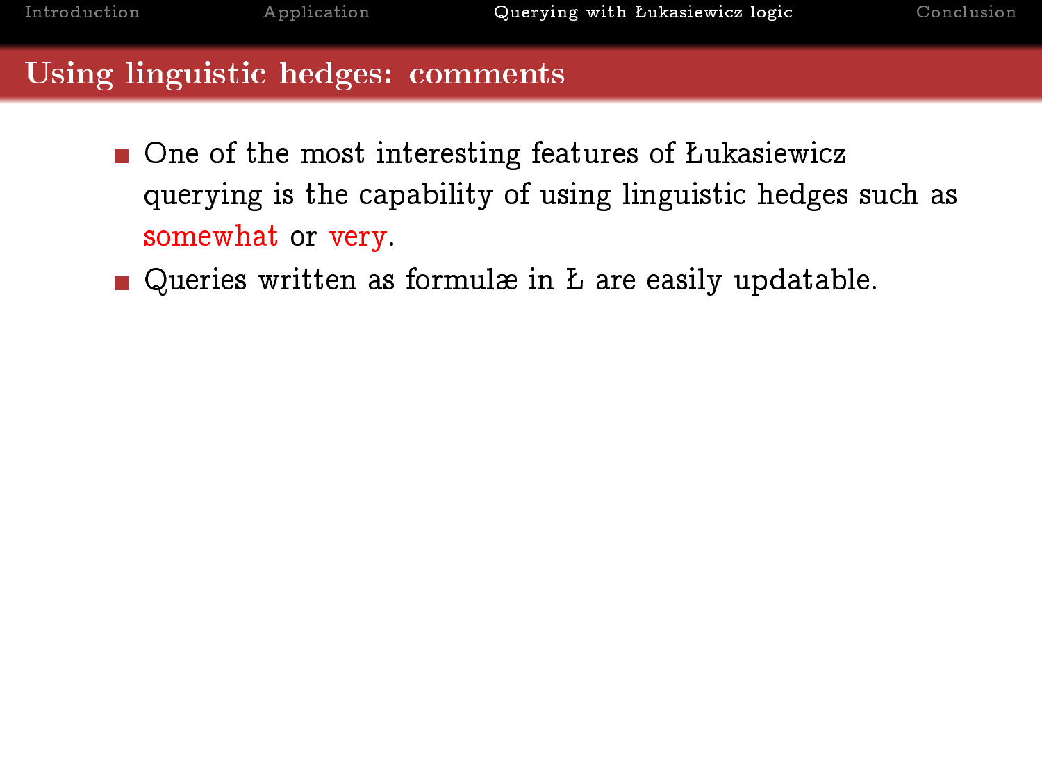## Using linguistic hedges: comments

- One of the most interesting features of Łukasiewicz querying is the capability of using linguistic hedges such as somewhat or very.
- Queries written as formulæ in Ł are easily updatable.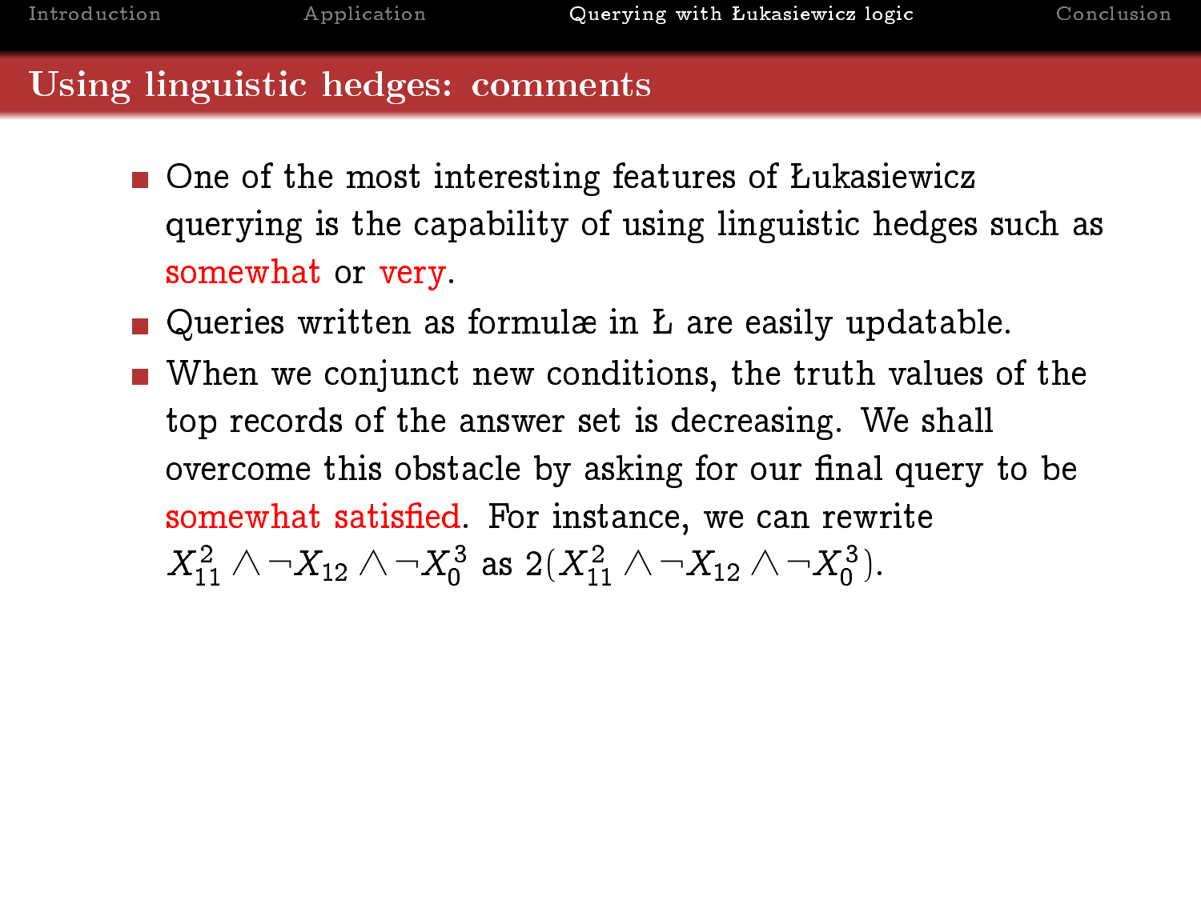## Using linguistic hedges: comments

- One of the most interesting features of Łukasiewicz querying is the capability of using linguistic hedges such as somewhat or very.
- Queries written as formulæ in Ł are easily updatable.
- When we conjunct new conditions, the truth values of the top records of the answer set is decreasing. We shall overcome this obstacle by asking for our final query to be somewhat satisfied. For instance, we can rewrite $X_{11}^2 \wedge \neg X_{12} \wedge \neg X_0^3$ as $2(X_{11}^2 \wedge \neg X_{12} \wedge \neg X_0^3)$.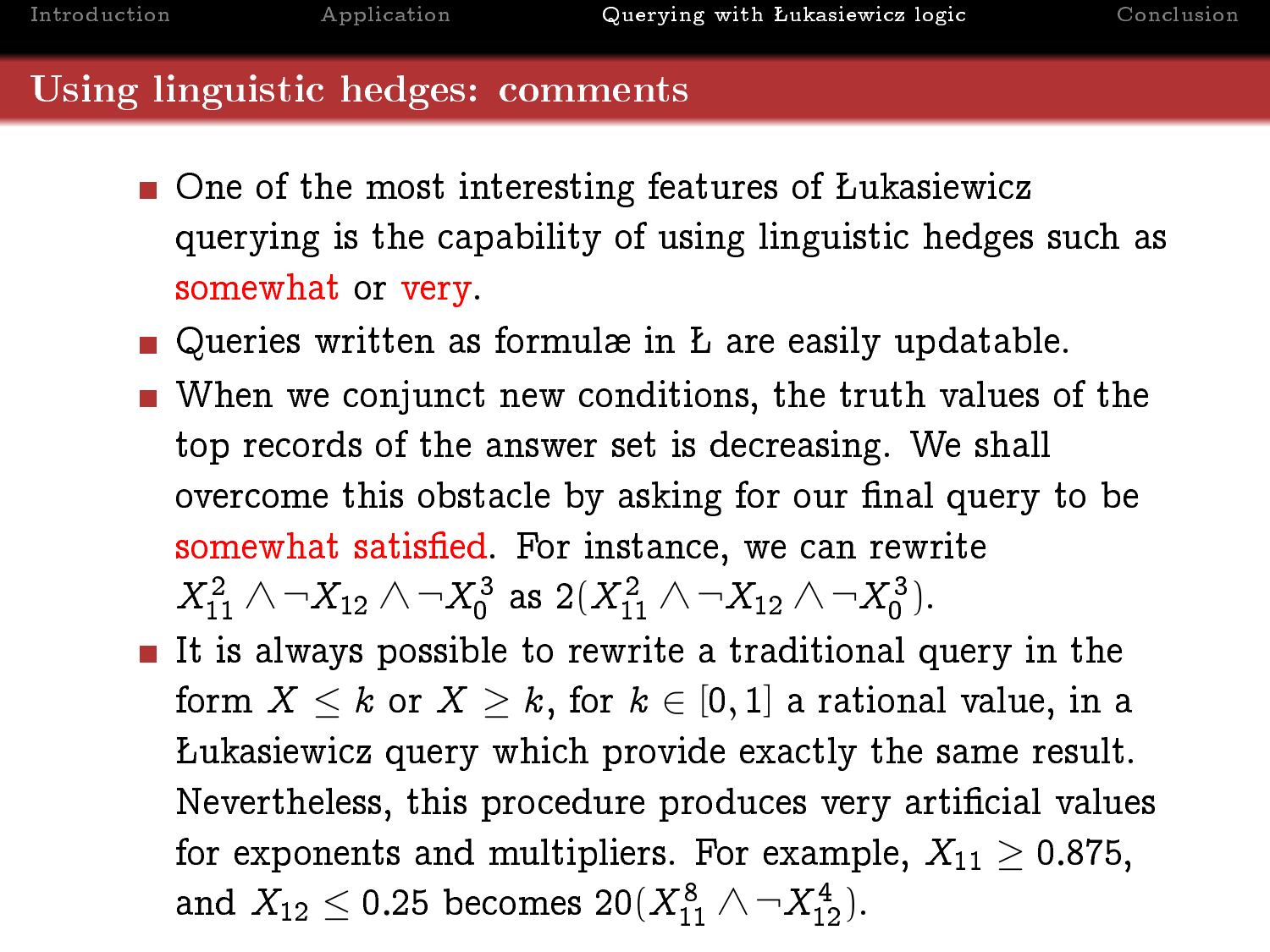## Using linguistic hedges: comments

- One of the most interesting features of Łukasiewicz querying is the capability of using linguistic hedges such as somewhat or very.
- Queries written as formulæ in Ł are easily updatable.
- When we conjunct new conditions, the truth values of the top records of the answer set is decreasing. We shall overcome this obstacle by asking for our final query to be somewhat satisfied. For instance, we can rewrite $X_{11}^2 \wedge \neg X_{12} \wedge \neg X_0^3$ as $2(X_{11}^2 \wedge \neg X_{12} \wedge \neg X_0^3)$.
- It is always possible to rewrite a traditional query in the form $X \leq k$ or $X \geq k$, for $k \in [0,1]$ a rational value, in a Łukasiewicz query which provide exactly the same result. Nevertheless, this procedure produces very artificial values for exponents and multipliers. For example, $X_{11} \geq 0.875$, and $X_{12} \leq 0.25$ becomes $20(X_{11}^8 \wedge \neg X_{12}^4)$.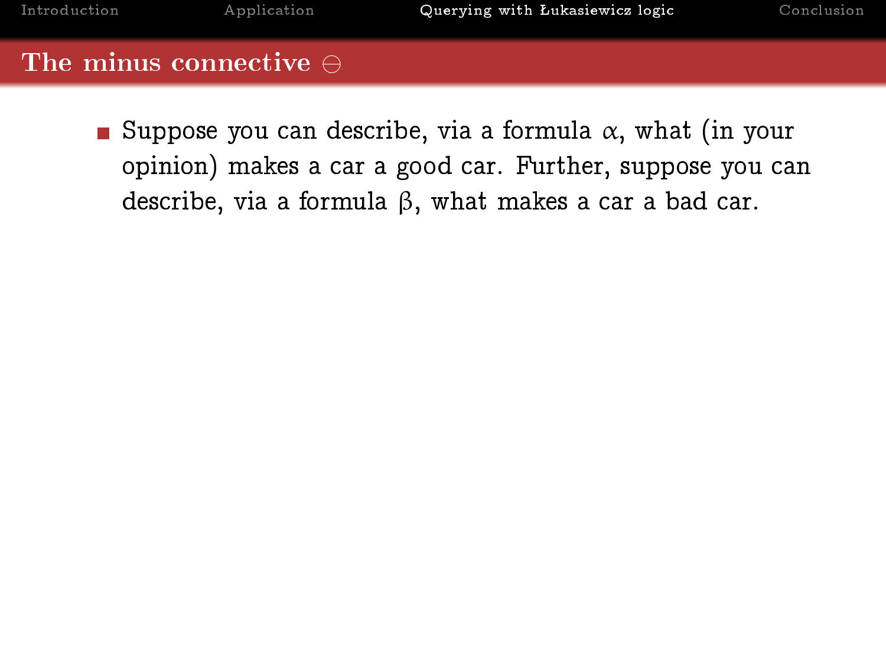## The minus connective $\ominus$

- Suppose you can describe, via a formula $\alpha$, what (in your opinion) makes a car a good car. Further, suppose you can describe, via a formula $\beta$, what makes a car a bad car.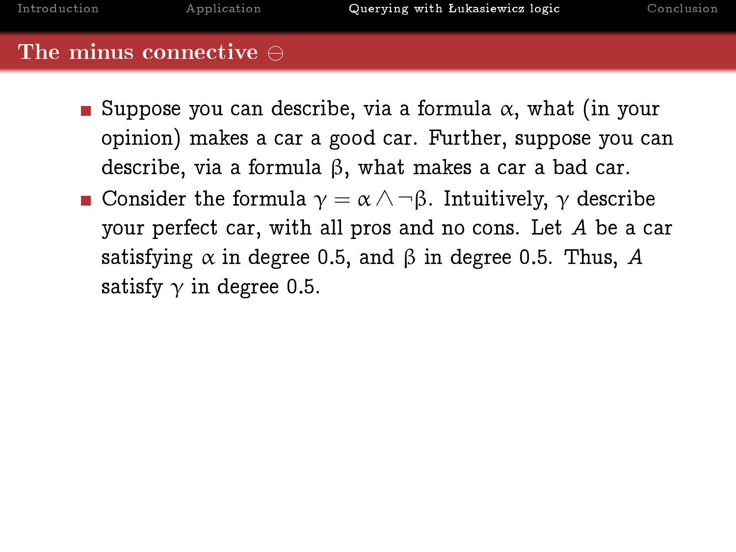## The minus connective $\ominus$

- Suppose you can describe, via a formula $\alpha$, what (in your opinion) makes a car a good car. Further, suppose you can describe, via a formula $\beta$, what makes a car a bad car.
- Consider the formula $\gamma = \alpha \wedge \neg\beta$. Intuitively, $\gamma$ describe your perfect car, with all pros and no cons. Let $A$ be a car satisfying $\alpha$ in degree 0.5, and $\beta$ in degree 0.5. Thus, $A$ satisfy $\gamma$ in degree 0.5.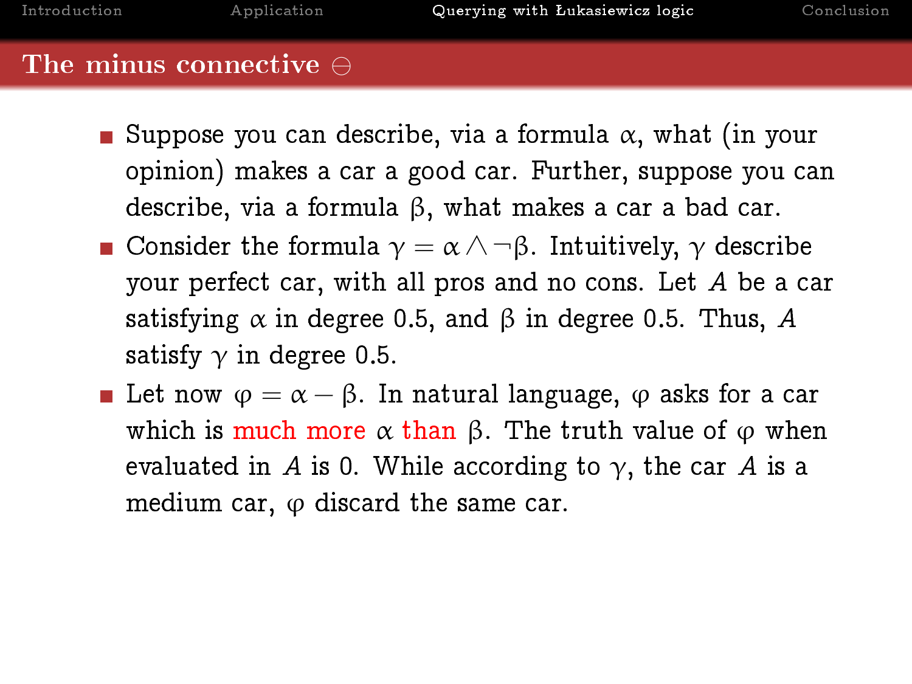## The minus connective $\ominus$

- Suppose you can describe, via a formula $\alpha$, what (in your opinion) makes a car a good car. Further, suppose you can describe, via a formula $\beta$, what makes a car a bad car.
- Consider the formula $\gamma = \alpha \wedge \neg\beta$. Intuitively, $\gamma$ describe your perfect car, with all pros and no cons. Let $A$ be a car satisfying $\alpha$ in degree 0.5, and $\beta$ in degree 0.5. Thus, $A$ satisfy $\gamma$ in degree 0.5.
- Let now $\varphi = \alpha \ominus \beta$. In natural language, $\varphi$ asks for a car which is much more $\alpha$ than $\beta$. The truth value of $\varphi$ when evaluated in $A$ is 0. While according to $\gamma$, the car $A$ is a medium car, $\varphi$ discard the same car.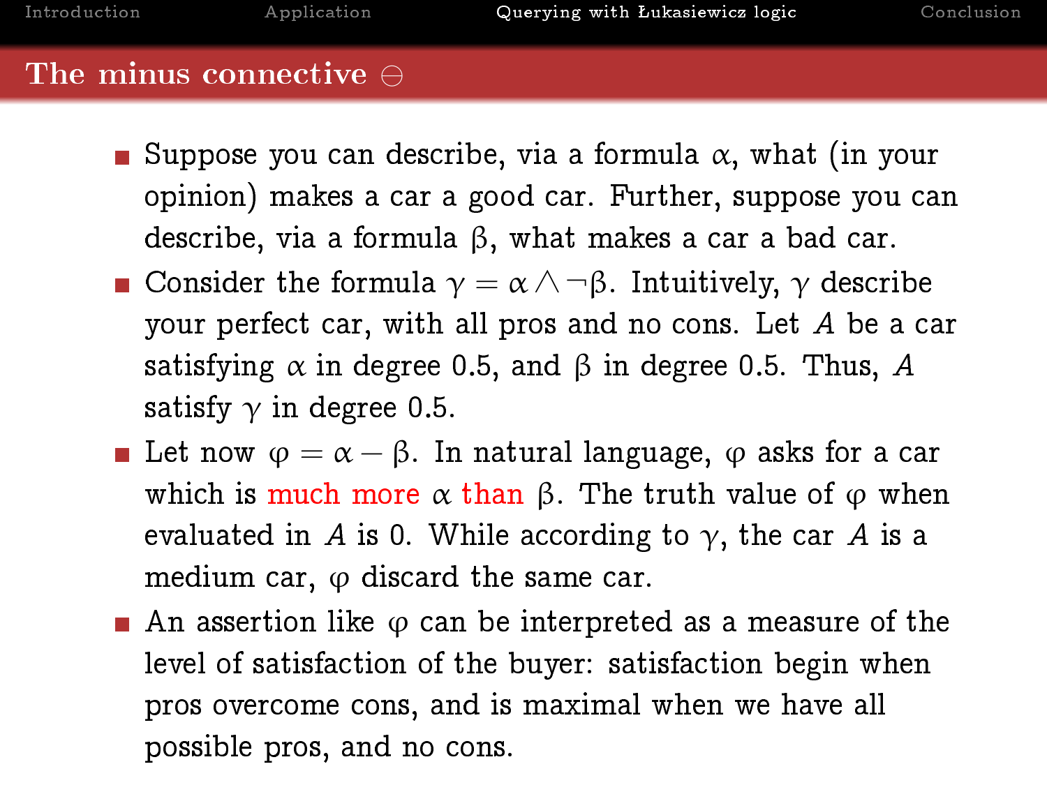# The minus connective $\ominus$

- Suppose you can describe, via a formula $\alpha$, what (in your opinion) makes a car a good car. Further, suppose you can describe, via a formula $\beta$, what makes a car a bad car.
- Consider the formula $\gamma = \alpha \wedge \neg \beta$. Intuitively, $\gamma$ describe your perfect car, with all pros and no cons. Let $A$ be a car satisfying $\alpha$ in degree 0.5, and $\beta$ in degree 0.5. Thus, $A$ satisfy $\gamma$ in degree 0.5.
- Let now $\varphi = \alpha \ominus \beta$. In natural language, $\varphi$ asks for a car which is much more $\alpha$ than $\beta$. The truth value of $\varphi$ when evaluated in $A$ is 0. While according to $\gamma$, the car $A$ is a medium car, $\varphi$ discard the same car.
- An assertion like $\varphi$ can be interpreted as a measure of the level of satisfaction of the buyer: satisfaction begin when pros overcome cons, and is maximal when we have all possible pros, and no cons.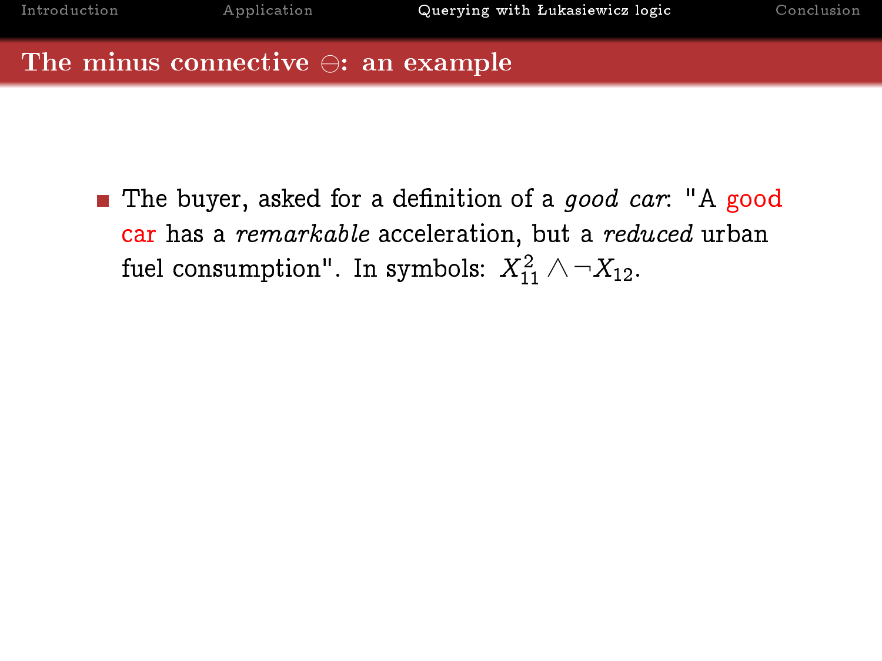## The minus connective $\ominus$: an example

- The buyer, asked for a definition of a *good car*: "A good car has a *remarkable* acceleration, but a *reduced* urban fuel consumption". In symbols: $X_{11}^2 \wedge \neg X_{12}$.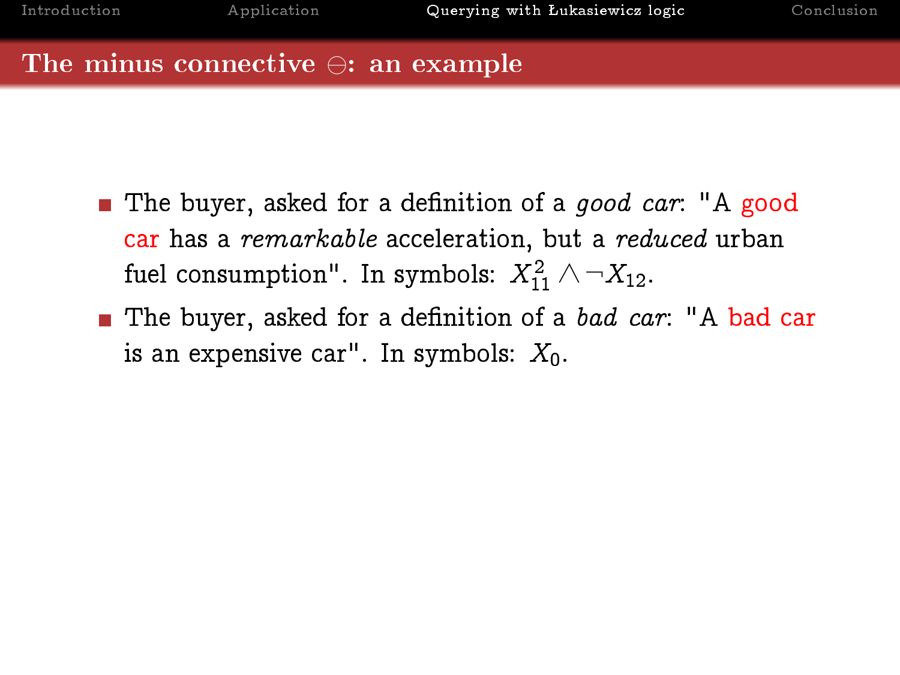## The minus connective $\ominus$: an example

- The buyer, asked for a definition of a *good car*: "A good car has a *remarkable* acceleration, but a *reduced* urban fuel consumption". In symbols: $X_{11}^{2} \wedge \neg X_{12}$.
- The buyer, asked for a definition of a *bad car*: "A bad car is an expensive car". In symbols: $X_0$.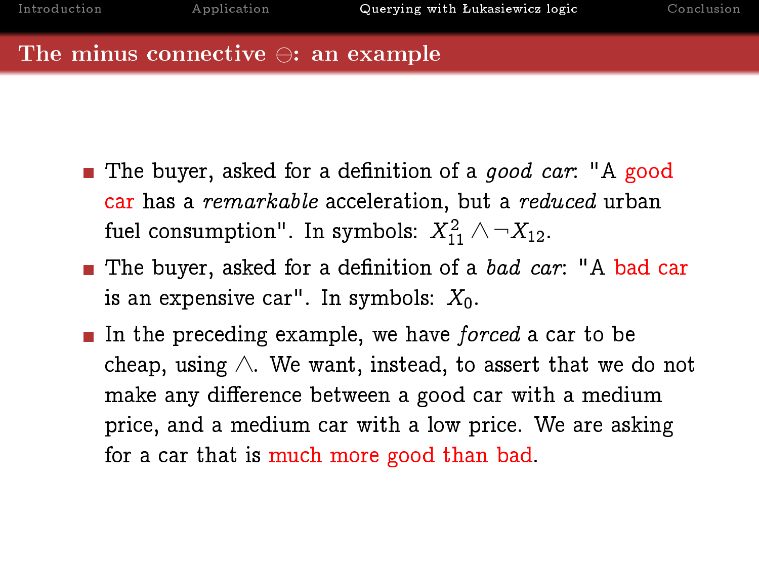## The minus connective $\ominus$: an example

- The buyer, asked for a definition of a *good car*: "A good car has a *remarkable* acceleration, but a *reduced* urban fuel consumption". In symbols: $X_{11}^2 \wedge \neg X_{12}$.
- The buyer, asked for a definition of a *bad car*: "A bad car is an expensive car". In symbols: $X_0$.
- In the preceding example, we have *forced* a car to be cheap, using $\wedge$. We want, instead, to assert that we do not make any difference between a good car with a medium price, and a medium car with a low price. We are asking for a car that is much more good than bad.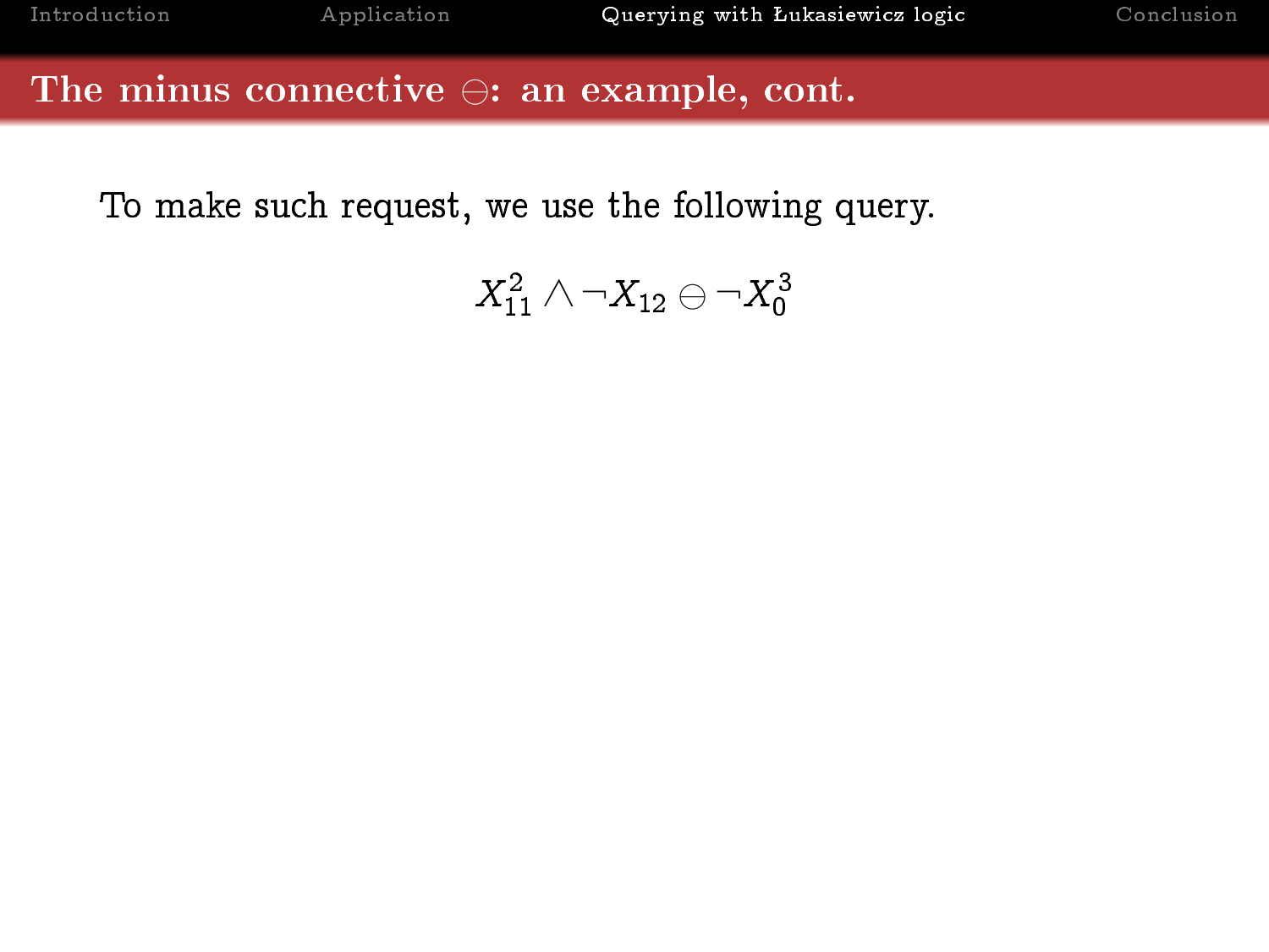## The minus connective $\ominus$: an example, cont.

To make such request, we use the following query.

$$X_{11}^{2} \wedge \neg X_{12} \ominus \neg X_{0}^{3}$$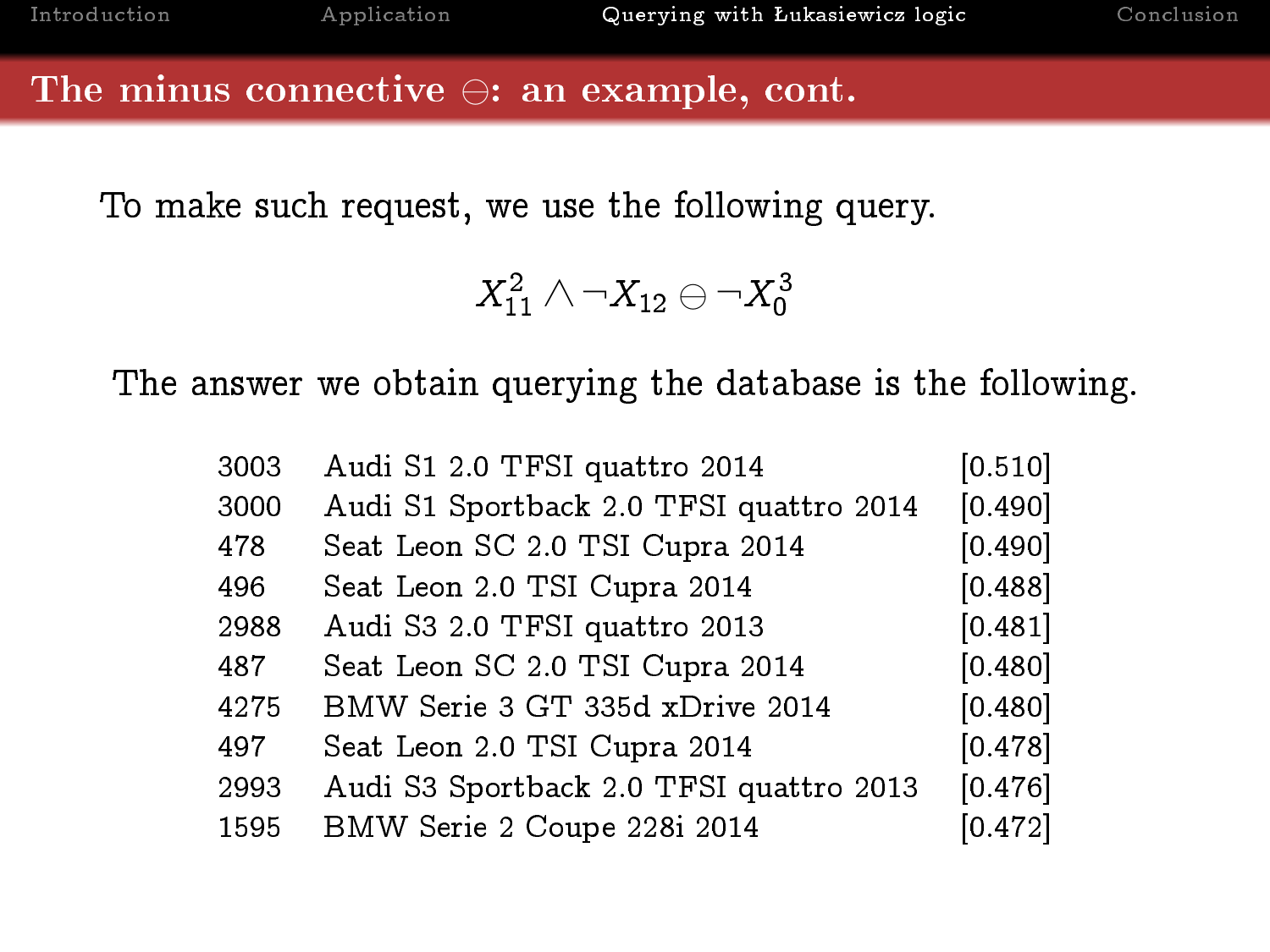## The minus connective $\ominus$: an example, cont.

To make such request, we use the following query.

$$X_{11}^{2} \wedge \neg X_{12} \ominus \neg X_{0}^{3}$$

The answer we obtain querying the database is the following.

| | | |
|---|---|---|
| 3003 | Audi S1 2.0 TFSI quattro 2014 | [0.510] |
| 3000 | Audi S1 Sportback 2.0 TFSI quattro 2014 | [0.490] |
| 478 | Seat Leon SC 2.0 TSI Cupra 2014 | [0.490] |
| 496 | Seat Leon 2.0 TSI Cupra 2014 | [0.488] |
| 2988 | Audi S3 2.0 TFSI quattro 2013 | [0.481] |
| 487 | Seat Leon SC 2.0 TSI Cupra 2014 | [0.480] |
| 4275 | BMW Serie 3 GT 335d xDrive 2014 | [0.480] |
| 497 | Seat Leon 2.0 TSI Cupra 2014 | [0.478] |
| 2993 | Audi S3 Sportback 2.0 TFSI quattro 2013 | [0.476] |
| 1595 | BMW Serie 2 Coupe 228i 2014 | [0.472] |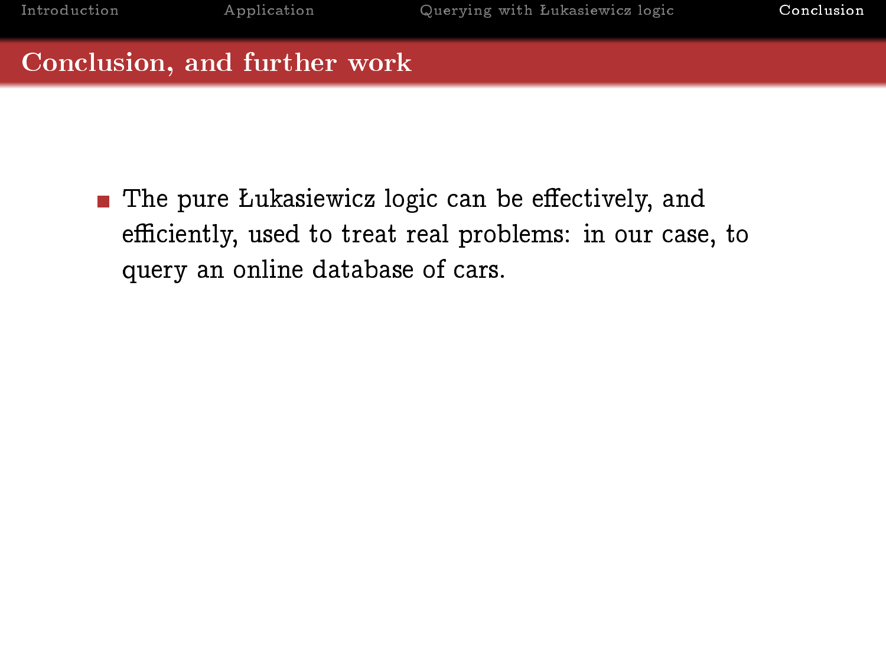## Conclusion, and further work

- The pure Łukasiewicz logic can be effectively, and efficiently, used to treat real problems: in our case, to query an online database of cars.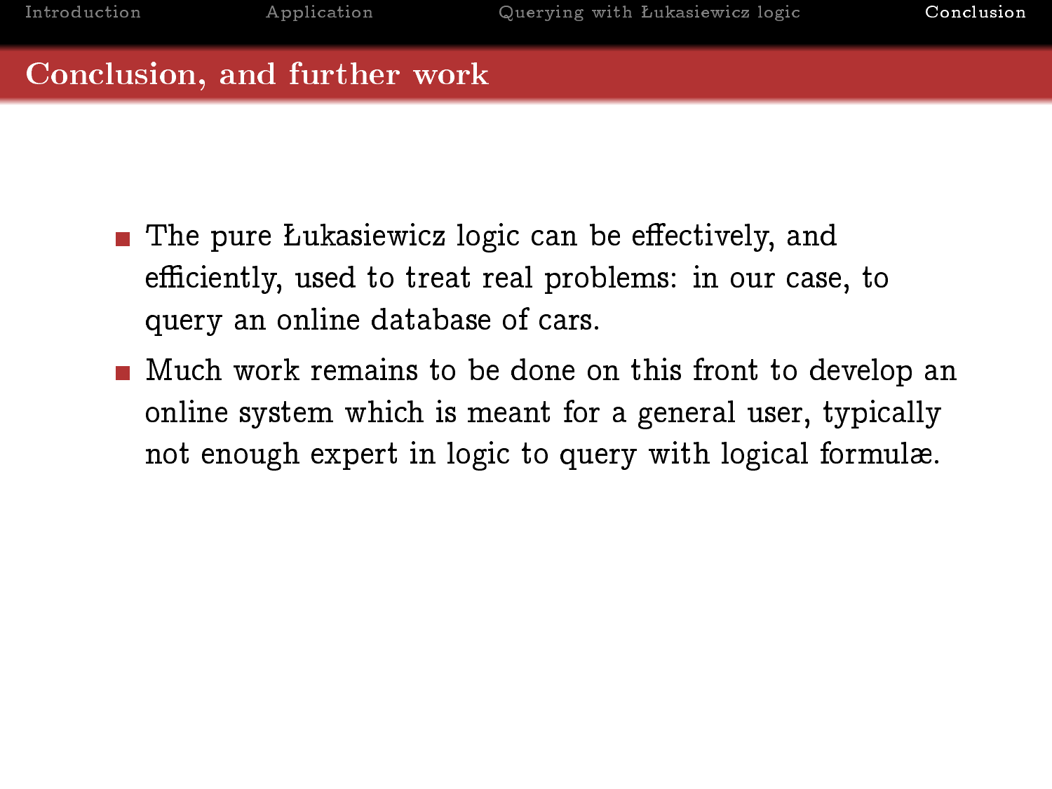## Conclusion, and further work

- The pure Łukasiewicz logic can be effectively, and efficiently, used to treat real problems: in our case, to query an online database of cars.
- Much work remains to be done on this front to develop an online system which is meant for a general user, typically not enough expert in logic to query with logical formulæ.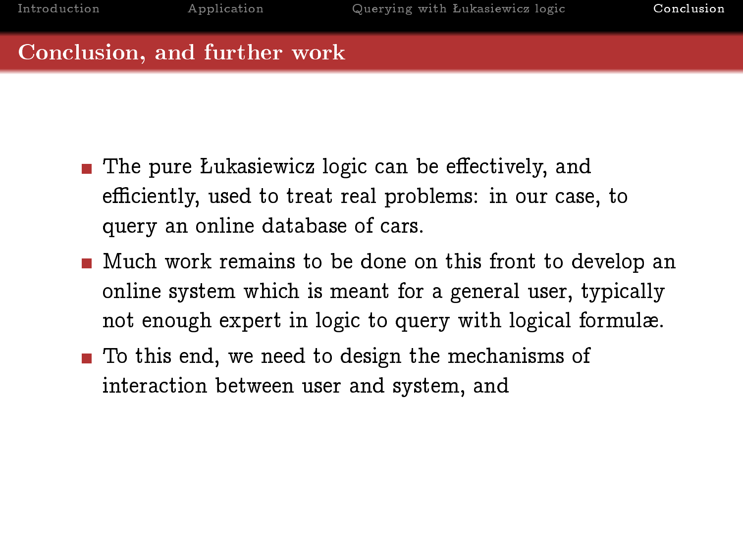## Conclusion, and further work

- The pure Łukasiewicz logic can be effectively, and efficiently, used to treat real problems: in our case, to query an online database of cars.
- Much work remains to be done on this front to develop an online system which is meant for a general user, typically not enough expert in logic to query with logical formulæ.
- To this end, we need to design the mechanisms of interaction between user and system, and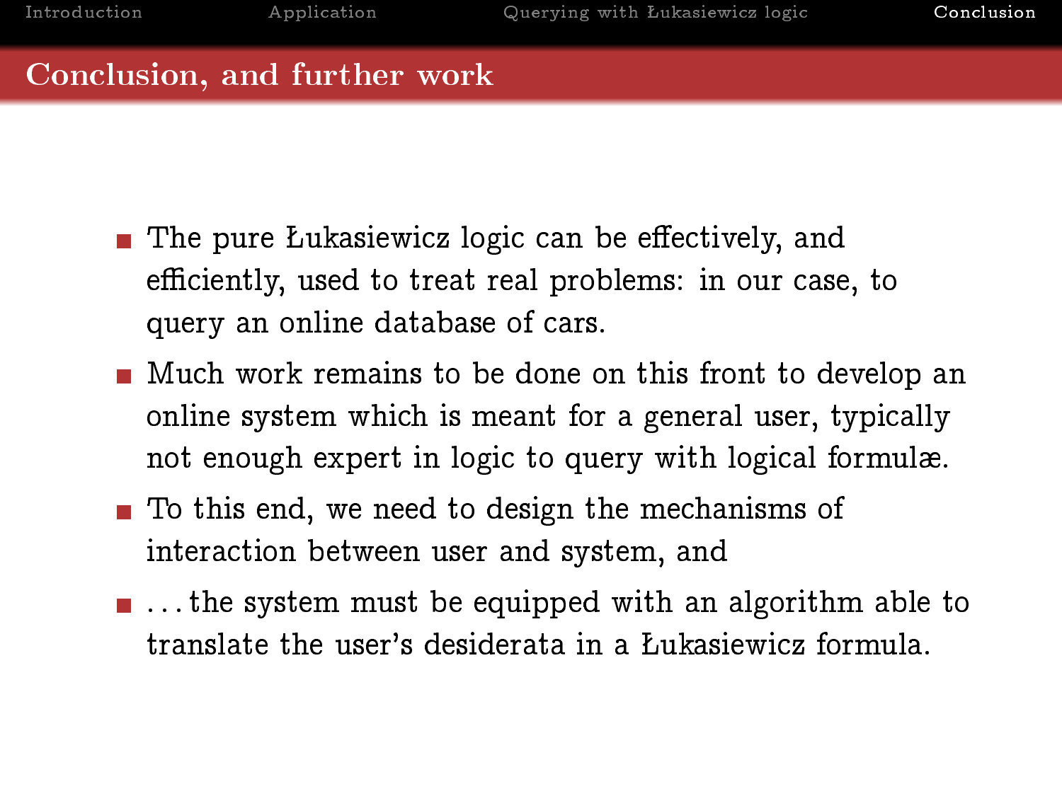## Conclusion, and further work

- The pure Łukasiewicz logic can be effectively, and efficiently, used to treat real problems: in our case, to query an online database of cars.
- Much work remains to be done on this front to develop an online system which is meant for a general user, typically not enough expert in logic to query with logical formulæ.
- To this end, we need to design the mechanisms of interaction between user and system, and
- ...the system must be equipped with an algorithm able to translate the user's desiderata in a Łukasiewicz formula.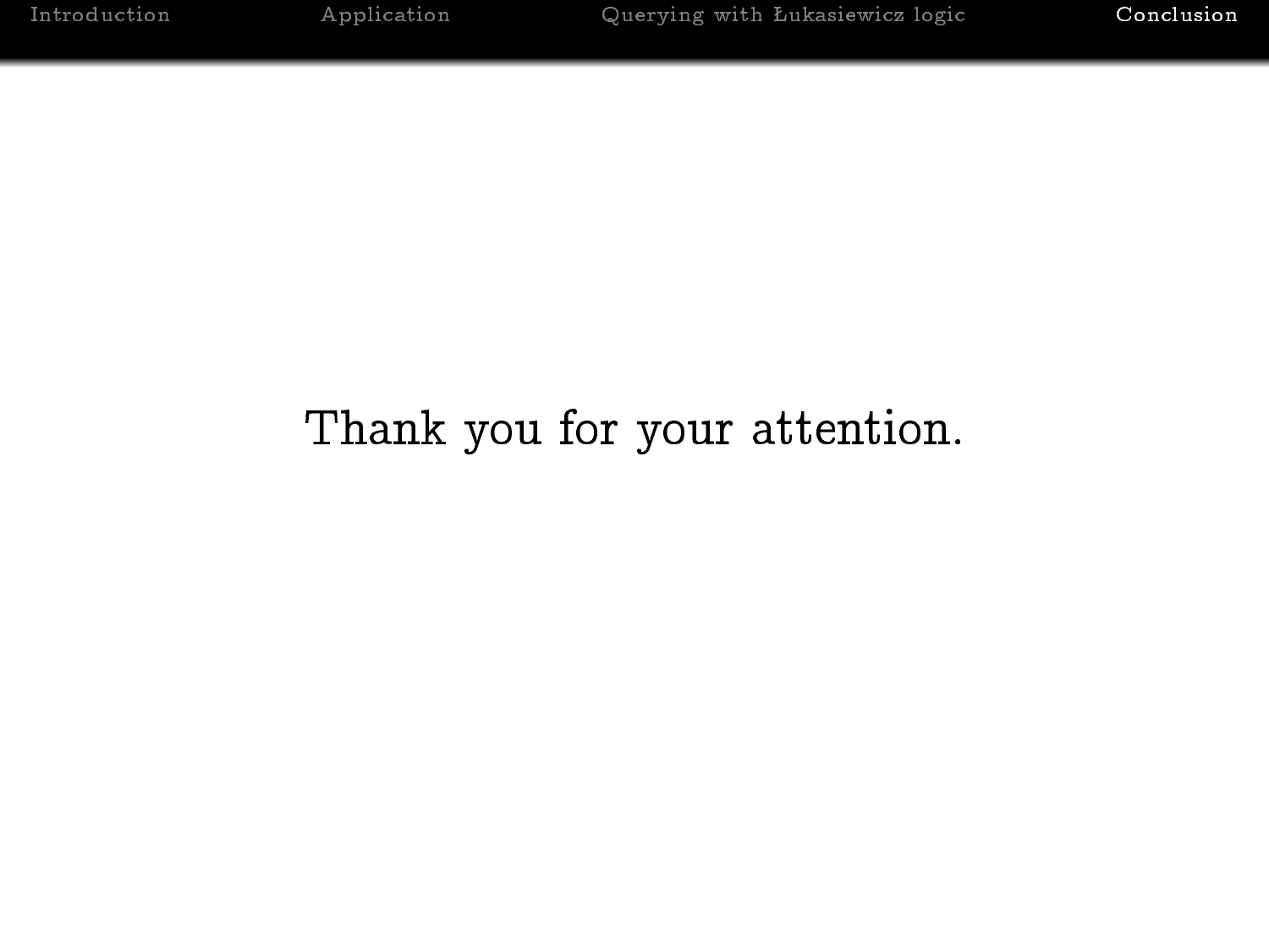Thank you for your attention.